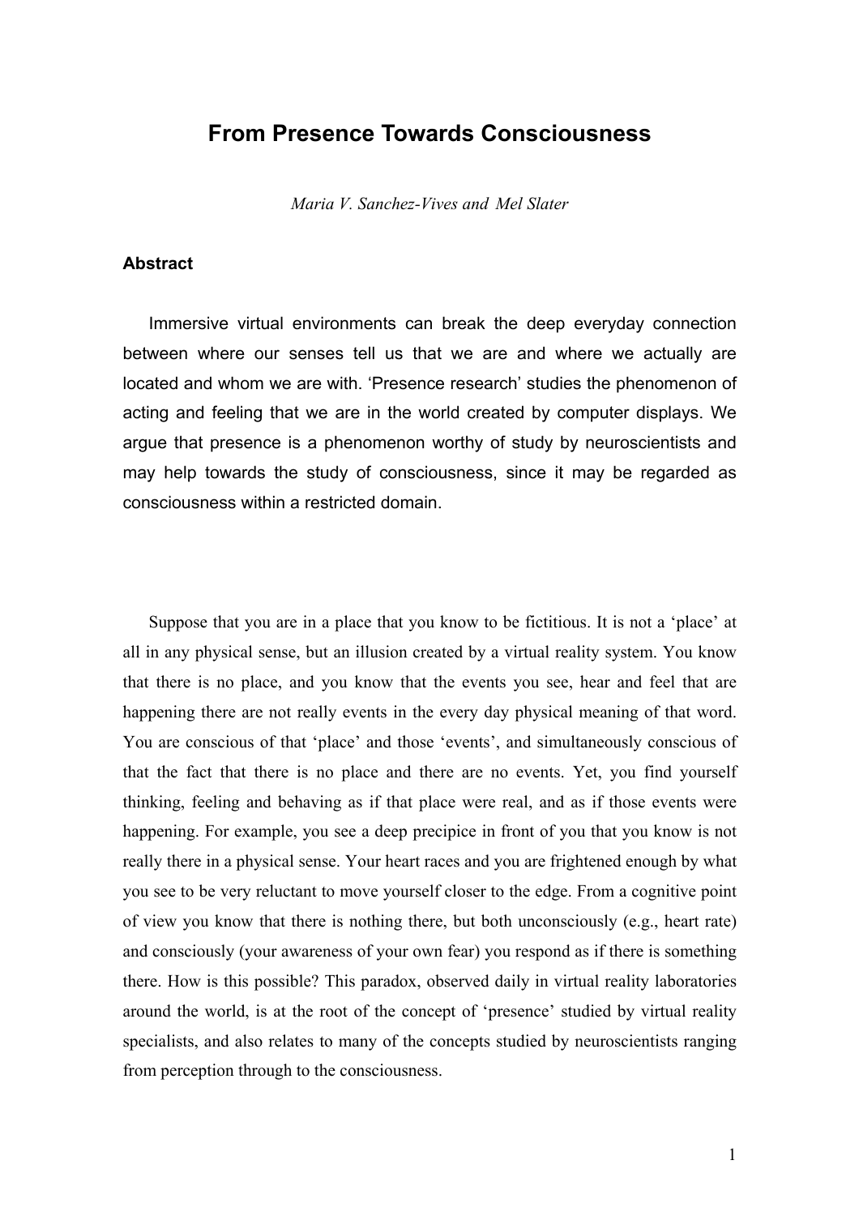# From Presence Towards Consciousness

*Maria V. Sanchez-Vives and Mel Slater*

### Abstract

Immersive virtual environments can break the deep everyday connection between where our senses tell us that we are and where we actually are located and whom we are with. 'Presence research' studies the phenomenon of acting and feeling that we are in the world created by computer displays. We argue that presence is a phenomenon worthy of study by neuroscientists and may help towards the study of consciousness, since it may be regarded as consciousness within a restricted domain.

Suppose that you are in a place that you know to be fictitious. It is not a 'place' at all in any physical sense, but an illusion created by a virtual reality system. You know that there is no place, and you know that the events you see, hear and feel that are happening there are not really events in the every day physical meaning of that word. You are conscious of that 'place' and those 'events', and simultaneously conscious of that the fact that there is no place and there are no events. Yet, you find yourself thinking, feeling and behaving as if that place were real, and as if those events were happening. For example, you see a deep precipice in front of you that you know is not really there in a physical sense. Your heart races and you are frightened enough by what you see to be very reluctant to move yourself closer to the edge. From a cognitive point of view you know that there is nothing there, but both unconsciously (e.g., heart rate) and consciously (your awareness of your own fear) you respond as if there is something there. How is this possible? This paradox, observed daily in virtual reality laboratories around the world, is at the root of the concept of 'presence' studied by virtual reality specialists, and also relates to many of the concepts studied by neuroscientists ranging from perception through to the consciousness.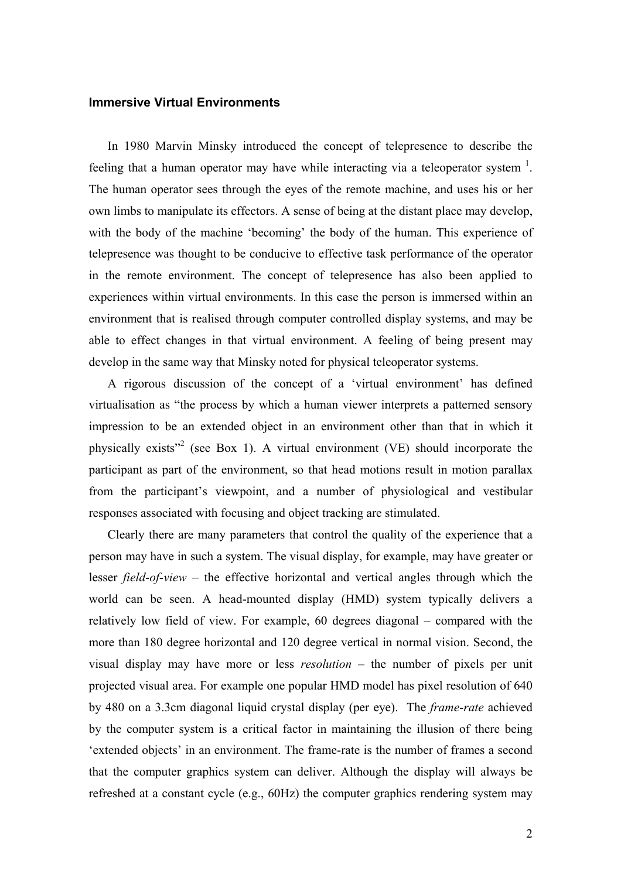### Immersive Virtual Environments

In 1980 Marvin Minsky introduced the concept of telepresence to describe the feeling that a human operator may have while interacting via a teleoperator system [1]. The human operator sees through the eyes of the remote machine, and uses his or her own limbs to manipulate its effectors. A sense of being at the distant place may develop, with the body of the machine 'becoming' the body of the human. This experience of telepresence was thought to be conducive to effective task performance of the operator in the remote environment. The concept of telepresence has also been applied to experiences within virtual environments. In this case the person is immersed within an environment that is realised through computer controlled display systems, and may be able to effect changes in that virtual environment. A feeling of being present may develop in the same way that Minsky noted for physical teleoperator systems.

A rigorous discussion of the concept of a 'virtual environment' has defined virtualisation as "the process by which a human viewer interprets a patterned sensory impression to be an extended object in an environment other than that in which it physically exists"[2] (see Box 1). A virtual environment (VE) should incorporate the participant as part of the environment, so that head motions result in motion parallax from the participant's viewpoint, and a number of physiological and vestibular responses associated with focusing and object tracking are stimulated.

Clearly there are many parameters that control the quality of the experience that a person may have in such a system. The visual display, for example, may have greater or lesser *field-of-view* – the effective horizontal and vertical angles through which the world can be seen. A head-mounted display (HMD) system typically delivers a relatively low field of view. For example, 60 degrees diagonal – compared with the more than 180 degree horizontal and 120 degree vertical in normal vision. Second, the visual display may have more or less *resolution* – the number of pixels per unit projected visual area. For example one popular HMD model has pixel resolution of 640 by 480 on a 3.3cm diagonal liquid crystal display (per eye). The *frame-rate* achieved by the computer system is a critical factor in maintaining the illusion of there being 'extended objects' in an environment. The frame-rate is the number of frames a second that the computer graphics system can deliver. Although the display will always be refreshed at a constant cycle (e.g., 60Hz) the computer graphics rendering system may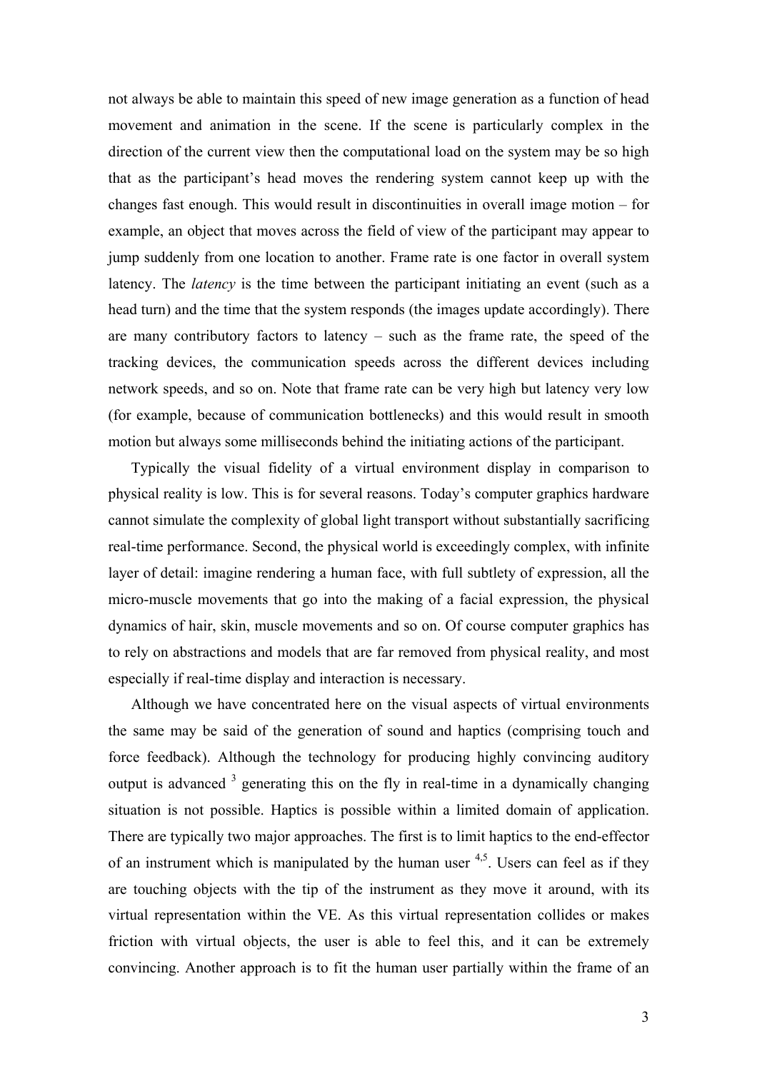not always be able to maintain this speed of new image generation as a function of head movement and animation in the scene. If the scene is particularly complex in the direction of the current view then the computational load on the system may be so high that as the participant's head moves the rendering system cannot keep up with the changes fast enough. This would result in discontinuities in overall image motion – for example, an object that moves across the field of view of the participant may appear to jump suddenly from one location to another. Frame rate is one factor in overall system latency. The *latency* is the time between the participant initiating an event (such as a head turn) and the time that the system responds (the images update accordingly). There are many contributory factors to latency – such as the frame rate, the speed of the tracking devices, the communication speeds across the different devices including network speeds, and so on. Note that frame rate can be very high but latency very low (for example, because of communication bottlenecks) and this would result in smooth motion but always some milliseconds behind the initiating actions of the participant.

Typically the visual fidelity of a virtual environment display in comparison to physical reality is low. This is for several reasons. Today's computer graphics hardware cannot simulate the complexity of global light transport without substantially sacrificing real-time performance. Second, the physical world is exceedingly complex, with infinite layer of detail: imagine rendering a human face, with full subtlety of expression, all the micro-muscle movements that go into the making of a facial expression, the physical dynamics of hair, skin, muscle movements and so on. Of course computer graphics has to rely on abstractions and models that are far removed from physical reality, and most especially if real-time display and interaction is necessary.

Although we have concentrated here on the visual aspects of virtual environments the same may be said of the generation of sound and haptics (comprising touch and force feedback). Although the technology for producing highly convincing auditory output is advanced [3] generating this on the fly in real-time in a dynamically changing situation is not possible. Haptics is possible within a limited domain of application. There are typically two major approaches. The first is to limit haptics to the end-effector of an instrument which is manipulated by the human user [4,5]. Users can feel as if they are touching objects with the tip of the instrument as they move it around, with its virtual representation within the VE. As this virtual representation collides or makes friction with virtual objects, the user is able to feel this, and it can be extremely convincing. Another approach is to fit the human user partially within the frame of an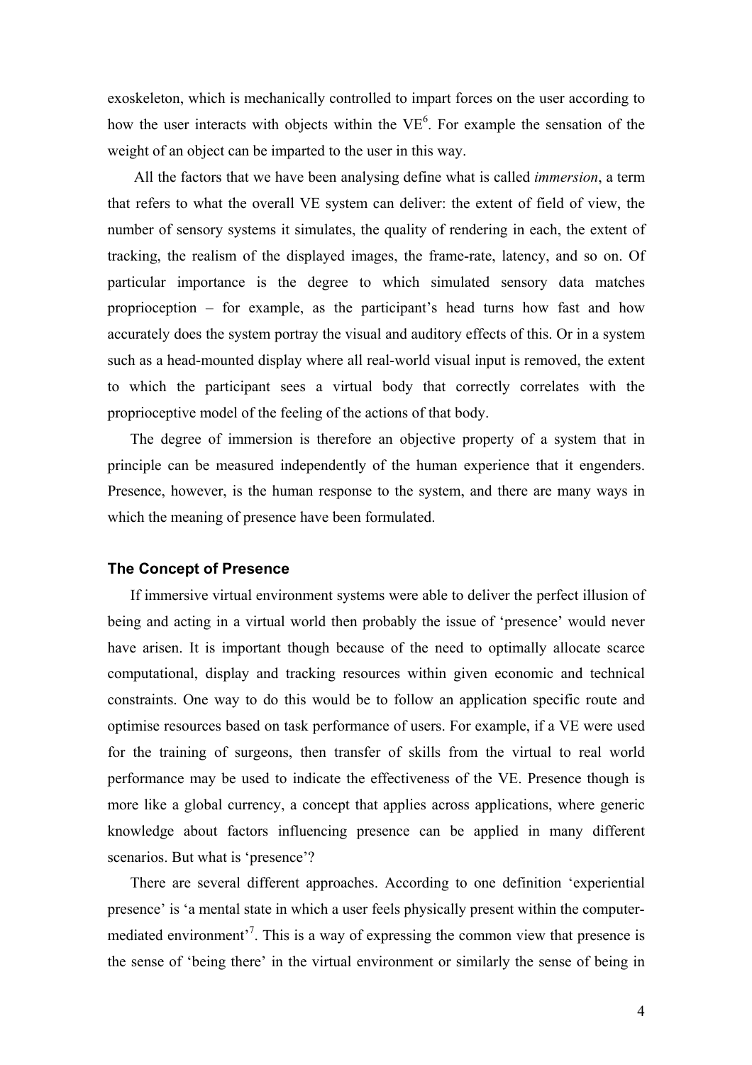exoskeleton, which is mechanically controlled to impart forces on the user according to how the user interacts with objects within the VE[6]. For example the sensation of the weight of an object can be imparted to the user in this way.

All the factors that we have been analysing define what is called *immersion*, a term that refers to what the overall VE system can deliver: the extent of field of view, the number of sensory systems it simulates, the quality of rendering in each, the extent of tracking, the realism of the displayed images, the frame-rate, latency, and so on. Of particular importance is the degree to which simulated sensory data matches proprioception – for example, as the participant's head turns how fast and how accurately does the system portray the visual and auditory effects of this. Or in a system such as a head-mounted display where all real-world visual input is removed, the extent to which the participant sees a virtual body that correctly correlates with the proprioceptive model of the feeling of the actions of that body.

The degree of immersion is therefore an objective property of a system that in principle can be measured independently of the human experience that it engenders. Presence, however, is the human response to the system, and there are many ways in which the meaning of presence have been formulated.

### The Concept of Presence

If immersive virtual environment systems were able to deliver the perfect illusion of being and acting in a virtual world then probably the issue of 'presence' would never have arisen. It is important though because of the need to optimally allocate scarce computational, display and tracking resources within given economic and technical constraints. One way to do this would be to follow an application specific route and optimise resources based on task performance of users. For example, if a VE were used for the training of surgeons, then transfer of skills from the virtual to real world performance may be used to indicate the effectiveness of the VE. Presence though is more like a global currency, a concept that applies across applications, where generic knowledge about factors influencing presence can be applied in many different scenarios. But what is 'presence'?

There are several different approaches. According to one definition 'experiential presence' is 'a mental state in which a user feels physically present within the computer-mediated environment'[7]. This is a way of expressing the common view that presence is the sense of 'being there' in the virtual environment or similarly the sense of being in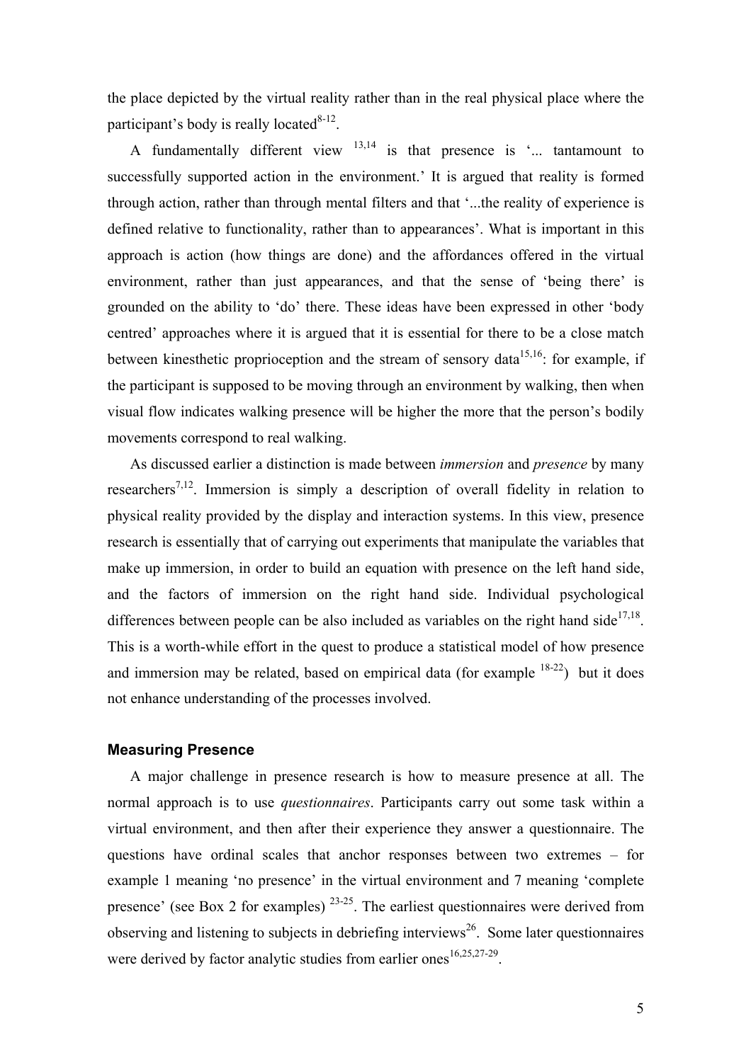the place depicted by the virtual reality rather than in the real physical place where the participant's body is really located[8-12].

A fundamentally different view [13,14] is that presence is '... tantamount to successfully supported action in the environment.' It is argued that reality is formed through action, rather than through mental filters and that '...the reality of experience is defined relative to functionality, rather than to appearances'. What is important in this approach is action (how things are done) and the affordances offered in the virtual environment, rather than just appearances, and that the sense of 'being there' is grounded on the ability to 'do' there. These ideas have been expressed in other 'body centred' approaches where it is argued that it is essential for there to be a close match between kinesthetic proprioception and the stream of sensory data[15,16]: for example, if the participant is supposed to be moving through an environment by walking, then when visual flow indicates walking presence will be higher the more that the person's bodily movements correspond to real walking.

As discussed earlier a distinction is made between *immersion* and *presence* by many researchers[7,12]. Immersion is simply a description of overall fidelity in relation to physical reality provided by the display and interaction systems. In this view, presence research is essentially that of carrying out experiments that manipulate the variables that make up immersion, in order to build an equation with presence on the left hand side, and the factors of immersion on the right hand side. Individual psychological differences between people can be also included as variables on the right hand side[17,18]. This is a worth-while effort in the quest to produce a statistical model of how presence and immersion may be related, based on empirical data (for example [18-22]) but it does not enhance understanding of the processes involved.

### Measuring Presence

A major challenge in presence research is how to measure presence at all. The normal approach is to use *questionnaires*. Participants carry out some task within a virtual environment, and then after their experience they answer a questionnaire. The questions have ordinal scales that anchor responses between two extremes – for example 1 meaning 'no presence' in the virtual environment and 7 meaning 'complete presence' (see Box 2 for examples) [23-25]. The earliest questionnaires were derived from observing and listening to subjects in debriefing interviews[26]. Some later questionnaires were derived by factor analytic studies from earlier ones[16,25,27-29].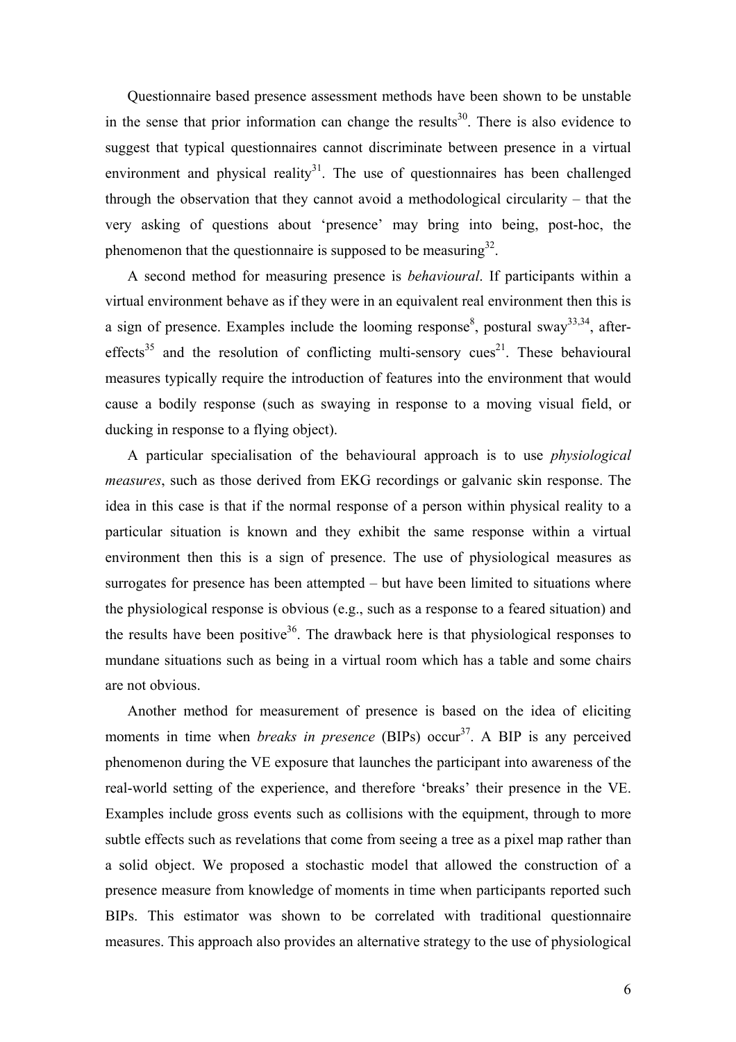Questionnaire based presence assessment methods have been shown to be unstable in the sense that prior information can change the results[30]. There is also evidence to suggest that typical questionnaires cannot discriminate between presence in a virtual environment and physical reality[31]. The use of questionnaires has been challenged through the observation that they cannot avoid a methodological circularity – that the very asking of questions about 'presence' may bring into being, post-hoc, the phenomenon that the questionnaire is supposed to be measuring[32].

A second method for measuring presence is *behavioural*. If participants within a virtual environment behave as if they were in an equivalent real environment then this is a sign of presence. Examples include the looming response[8], postural sway[33,34], after-effects[35] and the resolution of conflicting multi-sensory cues[21]. These behavioural measures typically require the introduction of features into the environment that would cause a bodily response (such as swaying in response to a moving visual field, or ducking in response to a flying object).

A particular specialisation of the behavioural approach is to use *physiological measures*, such as those derived from EKG recordings or galvanic skin response. The idea in this case is that if the normal response of a person within physical reality to a particular situation is known and they exhibit the same response within a virtual environment then this is a sign of presence. The use of physiological measures as surrogates for presence has been attempted – but have been limited to situations where the physiological response is obvious (e.g., such as a response to a feared situation) and the results have been positive[36]. The drawback here is that physiological responses to mundane situations such as being in a virtual room which has a table and some chairs are not obvious.

Another method for measurement of presence is based on the idea of eliciting moments in time when *breaks in presence* (BIPs) occur[37]. A BIP is any perceived phenomenon during the VE exposure that launches the participant into awareness of the real-world setting of the experience, and therefore 'breaks' their presence in the VE. Examples include gross events such as collisions with the equipment, through to more subtle effects such as revelations that come from seeing a tree as a pixel map rather than a solid object. We proposed a stochastic model that allowed the construction of a presence measure from knowledge of moments in time when participants reported such BIPs. This estimator was shown to be correlated with traditional questionnaire measures. This approach also provides an alternative strategy to the use of physiological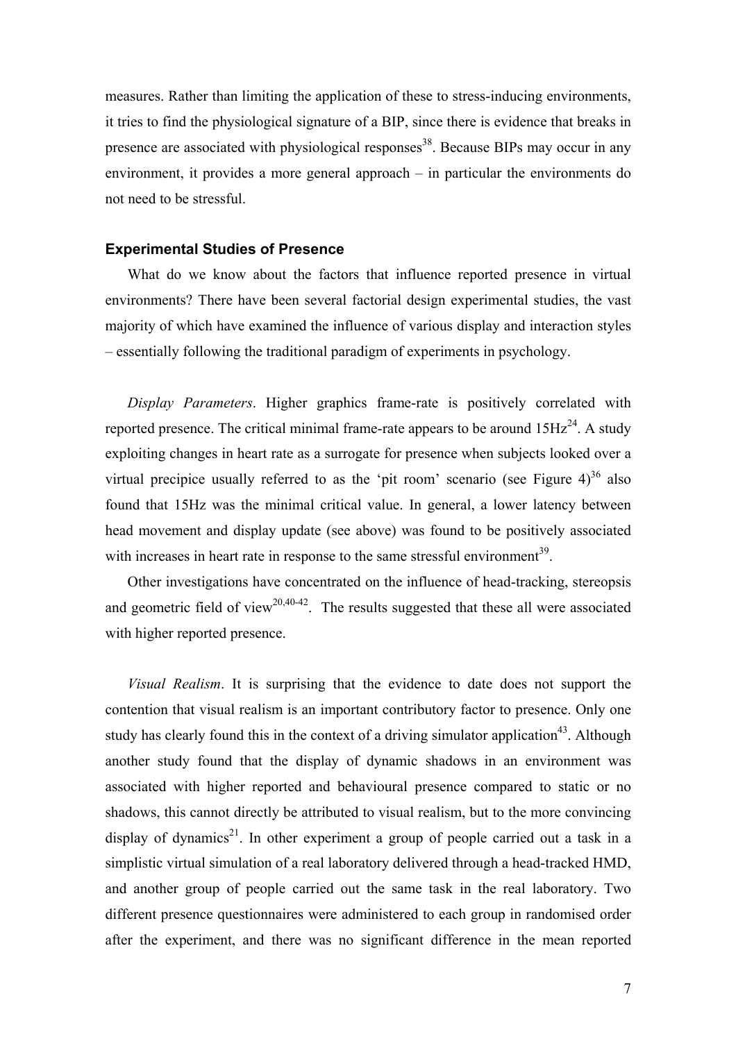measures. Rather than limiting the application of these to stress-inducing environments, it tries to find the physiological signature of a BIP, since there is evidence that breaks in presence are associated with physiological responses[38]. Because BIPs may occur in any environment, it provides a more general approach – in particular the environments do not need to be stressful.

### Experimental Studies of Presence

What do we know about the factors that influence reported presence in virtual environments? There have been several factorial design experimental studies, the vast majority of which have examined the influence of various display and interaction styles – essentially following the traditional paradigm of experiments in psychology.

*Display Parameters*. Higher graphics frame-rate is positively correlated with reported presence. The critical minimal frame-rate appears to be around 15Hz[24]. A study exploiting changes in heart rate as a surrogate for presence when subjects looked over a virtual precipice usually referred to as the 'pit room' scenario (see Figure 4)[36] also found that 15Hz was the minimal critical value. In general, a lower latency between head movement and display update (see above) was found to be positively associated with increases in heart rate in response to the same stressful environment[39].

Other investigations have concentrated on the influence of head-tracking, stereopsis and geometric field of view[20,40-42]. The results suggested that these all were associated with higher reported presence.

*Visual Realism*. It is surprising that the evidence to date does not support the contention that visual realism is an important contributory factor to presence. Only one study has clearly found this in the context of a driving simulator application[43]. Although another study found that the display of dynamic shadows in an environment was associated with higher reported and behavioural presence compared to static or no shadows, this cannot directly be attributed to visual realism, but to the more convincing display of dynamics[21]. In other experiment a group of people carried out a task in a simplistic virtual simulation of a real laboratory delivered through a head-tracked HMD, and another group of people carried out the same task in the real laboratory. Two different presence questionnaires were administered to each group in randomised order after the experiment, and there was no significant difference in the mean reported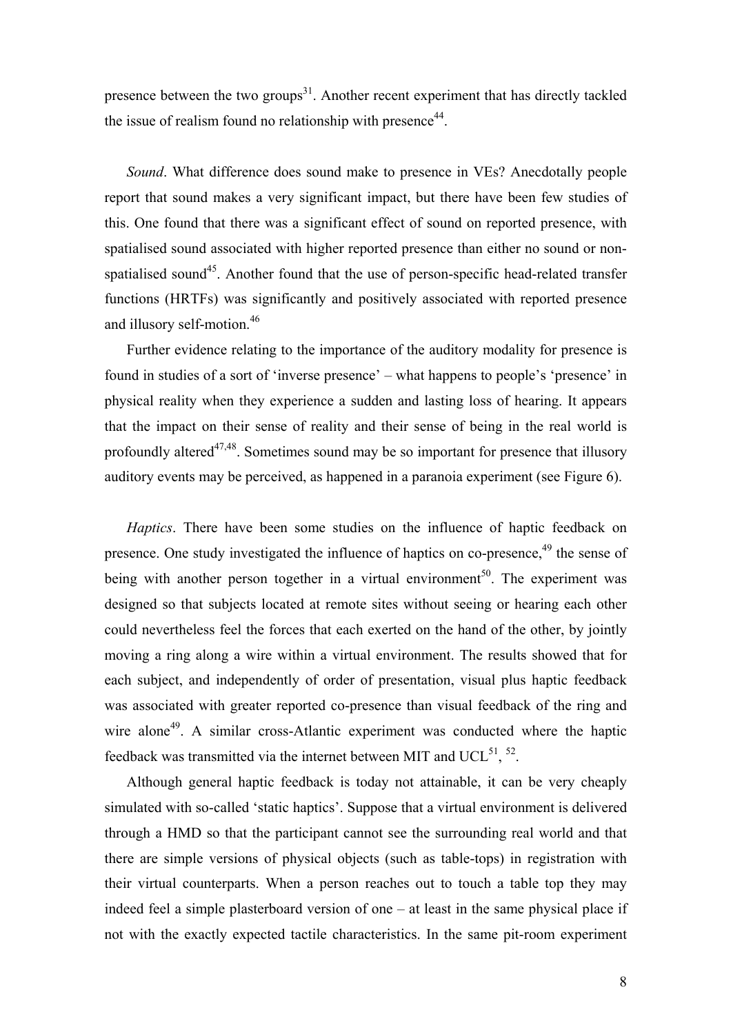presence between the two groups[31]. Another recent experiment that has directly tackled the issue of realism found no relationship with presence[44].

*Sound*. What difference does sound make to presence in VEs? Anecdotally people report that sound makes a very significant impact, but there have been few studies of this. One found that there was a significant effect of sound on reported presence, with spatialised sound associated with higher reported presence than either no sound or non-spatialised sound[45]. Another found that the use of person-specific head-related transfer functions (HRTFs) was significantly and positively associated with reported presence and illusory self-motion.[46]

Further evidence relating to the importance of the auditory modality for presence is found in studies of a sort of 'inverse presence' – what happens to people's 'presence' in physical reality when they experience a sudden and lasting loss of hearing. It appears that the impact on their sense of reality and their sense of being in the real world is profoundly altered[47,48]. Sometimes sound may be so important for presence that illusory auditory events may be perceived, as happened in a paranoia experiment (see Figure 6).

*Haptics*. There have been some studies on the influence of haptic feedback on presence. One study investigated the influence of haptics on co-presence,[49] the sense of being with another person together in a virtual environment[50]. The experiment was designed so that subjects located at remote sites without seeing or hearing each other could nevertheless feel the forces that each exerted on the hand of the other, by jointly moving a ring along a wire within a virtual environment. The results showed that for each subject, and independently of order of presentation, visual plus haptic feedback was associated with greater reported co-presence than visual feedback of the ring and wire alone[49]. A similar cross-Atlantic experiment was conducted where the haptic feedback was transmitted via the internet between MIT and UCL[51], [52].

Although general haptic feedback is today not attainable, it can be very cheaply simulated with so-called 'static haptics'. Suppose that a virtual environment is delivered through a HMD so that the participant cannot see the surrounding real world and that there are simple versions of physical objects (such as table-tops) in registration with their virtual counterparts. When a person reaches out to touch a table top they may indeed feel a simple plasterboard version of one – at least in the same physical place if not with the exactly expected tactile characteristics. In the same pit-room experiment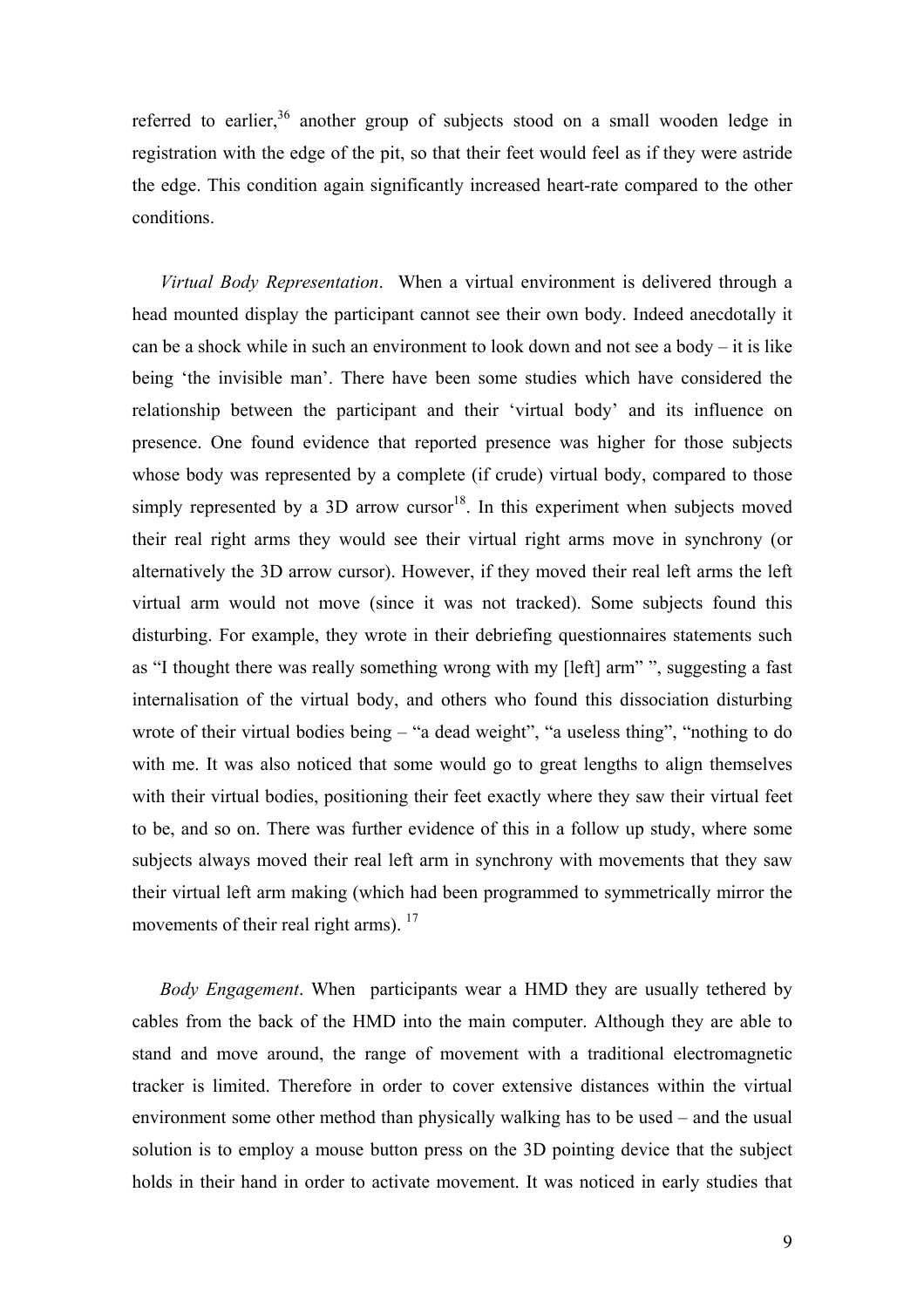referred to earlier,[36] another group of subjects stood on a small wooden ledge in registration with the edge of the pit, so that their feet would feel as if they were astride the edge. This condition again significantly increased heart-rate compared to the other conditions.

*Virtual Body Representation*. When a virtual environment is delivered through a head mounted display the participant cannot see their own body. Indeed anecdotally it can be a shock while in such an environment to look down and not see a body – it is like being 'the invisible man'. There have been some studies which have considered the relationship between the participant and their 'virtual body' and its influence on presence. One found evidence that reported presence was higher for those subjects whose body was represented by a complete (if crude) virtual body, compared to those simply represented by a 3D arrow cursor[18]. In this experiment when subjects moved their real right arms they would see their virtual right arms move in synchrony (or alternatively the 3D arrow cursor). However, if they moved their real left arms the left virtual arm would not move (since it was not tracked). Some subjects found this disturbing. For example, they wrote in their debriefing questionnaires statements such as "I thought there was really something wrong with my [left] arm" ", suggesting a fast internalisation of the virtual body, and others who found this dissociation disturbing wrote of their virtual bodies being – "a dead weight", "a useless thing", "nothing to do with me. It was also noticed that some would go to great lengths to align themselves with their virtual bodies, positioning their feet exactly where they saw their virtual feet to be, and so on. There was further evidence of this in a follow up study, where some subjects always moved their real left arm in synchrony with movements that they saw their virtual left arm making (which had been programmed to symmetrically mirror the movements of their real right arms). [17]

*Body Engagement*. When participants wear a HMD they are usually tethered by cables from the back of the HMD into the main computer. Although they are able to stand and move around, the range of movement with a traditional electromagnetic tracker is limited. Therefore in order to cover extensive distances within the virtual environment some other method than physically walking has to be used – and the usual solution is to employ a mouse button press on the 3D pointing device that the subject holds in their hand in order to activate movement. It was noticed in early studies that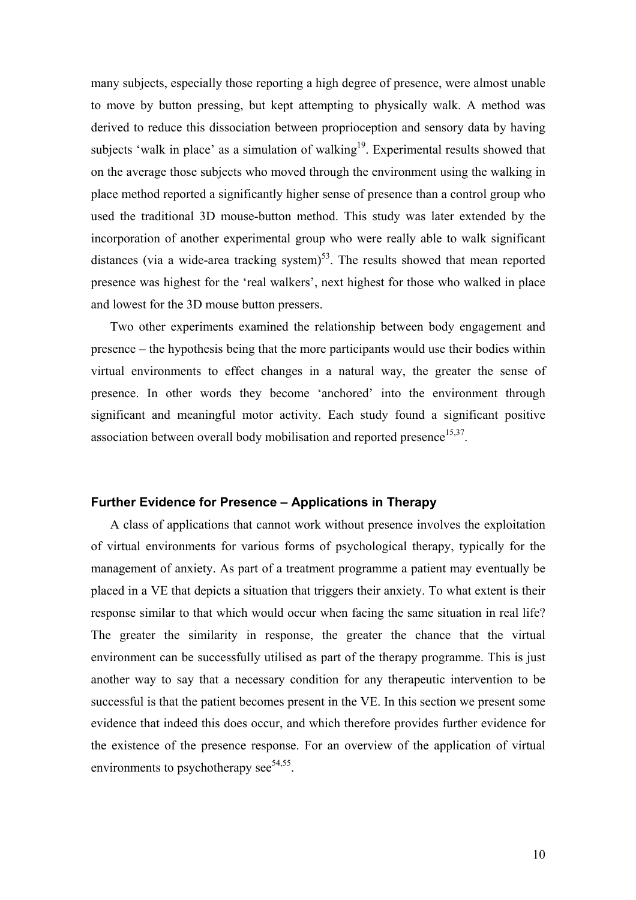many subjects, especially those reporting a high degree of presence, were almost unable to move by button pressing, but kept attempting to physically walk. A method was derived to reduce this dissociation between proprioception and sensory data by having subjects 'walk in place' as a simulation of walking[19]. Experimental results showed that on the average those subjects who moved through the environment using the walking in place method reported a significantly higher sense of presence than a control group who used the traditional 3D mouse-button method. This study was later extended by the incorporation of another experimental group who were really able to walk significant distances (via a wide-area tracking system)[53]. The results showed that mean reported presence was highest for the 'real walkers', next highest for those who walked in place and lowest for the 3D mouse button pressers.

Two other experiments examined the relationship between body engagement and presence – the hypothesis being that the more participants would use their bodies within virtual environments to effect changes in a natural way, the greater the sense of presence. In other words they become 'anchored' into the environment through significant and meaningful motor activity. Each study found a significant positive association between overall body mobilisation and reported presence[15,37].

## Further Evidence for Presence – Applications in Therapy

A class of applications that cannot work without presence involves the exploitation of virtual environments for various forms of psychological therapy, typically for the management of anxiety. As part of a treatment programme a patient may eventually be placed in a VE that depicts a situation that triggers their anxiety. To what extent is their response similar to that which would occur when facing the same situation in real life? The greater the similarity in response, the greater the chance that the virtual environment can be successfully utilised as part of the therapy programme. This is just another way to say that a necessary condition for any therapeutic intervention to be successful is that the patient becomes present in the VE. In this section we present some evidence that indeed this does occur, and which therefore provides further evidence for the existence of the presence response. For an overview of the application of virtual environments to psychotherapy see[54,55].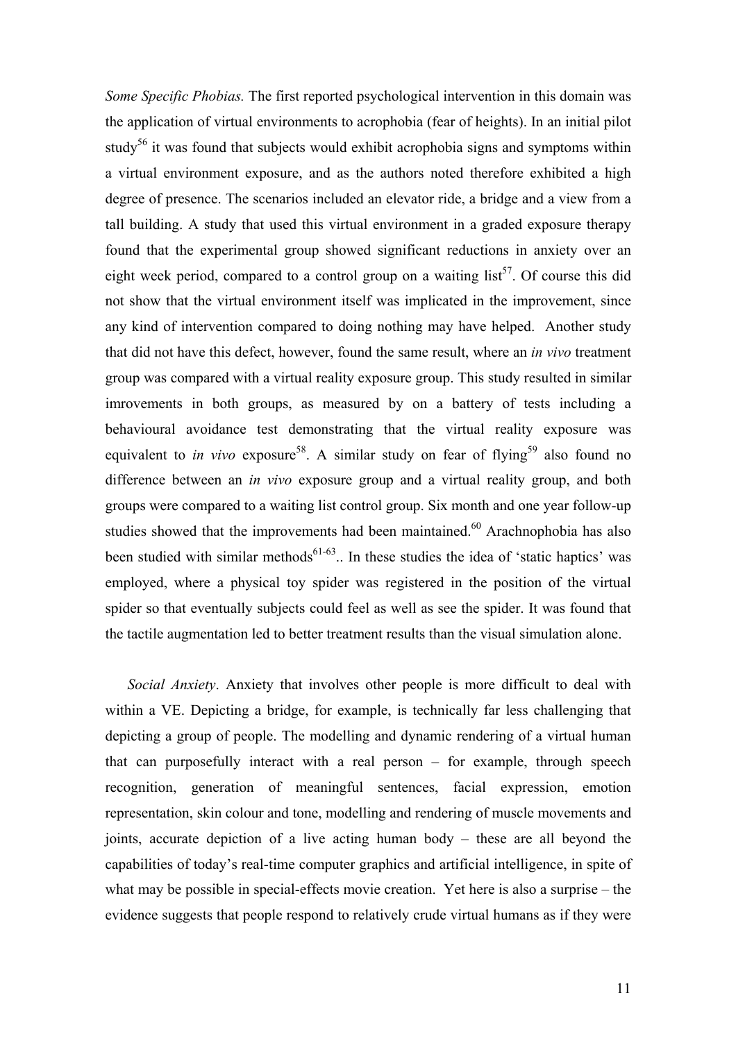*Some Specific Phobias.* The first reported psychological intervention in this domain was the application of virtual environments to acrophobia (fear of heights). In an initial pilot study[56] it was found that subjects would exhibit acrophobia signs and symptoms within a virtual environment exposure, and as the authors noted therefore exhibited a high degree of presence. The scenarios included an elevator ride, a bridge and a view from a tall building. A study that used this virtual environment in a graded exposure therapy found that the experimental group showed significant reductions in anxiety over an eight week period, compared to a control group on a waiting list[57]. Of course this did not show that the virtual environment itself was implicated in the improvement, since any kind of intervention compared to doing nothing may have helped. Another study that did not have this defect, however, found the same result, where an *in vivo* treatment group was compared with a virtual reality exposure group. This study resulted in similar imrovements in both groups, as measured by on a battery of tests including a behavioural avoidance test demonstrating that the virtual reality exposure was equivalent to *in vivo* exposure[58]. A similar study on fear of flying[59] also found no difference between an *in vivo* exposure group and a virtual reality group, and both groups were compared to a waiting list control group. Six month and one year follow-up studies showed that the improvements had been maintained.[60] Arachnophobia has also been studied with similar methods[61-63].. In these studies the idea of 'static haptics' was employed, where a physical toy spider was registered in the position of the virtual spider so that eventually subjects could feel as well as see the spider. It was found that the tactile augmentation led to better treatment results than the visual simulation alone.

*Social Anxiety*. Anxiety that involves other people is more difficult to deal with within a VE. Depicting a bridge, for example, is technically far less challenging that depicting a group of people. The modelling and dynamic rendering of a virtual human that can purposefully interact with a real person – for example, through speech recognition, generation of meaningful sentences, facial expression, emotion representation, skin colour and tone, modelling and rendering of muscle movements and joints, accurate depiction of a live acting human body – these are all beyond the capabilities of today's real-time computer graphics and artificial intelligence, in spite of what may be possible in special-effects movie creation. Yet here is also a surprise – the evidence suggests that people respond to relatively crude virtual humans as if they were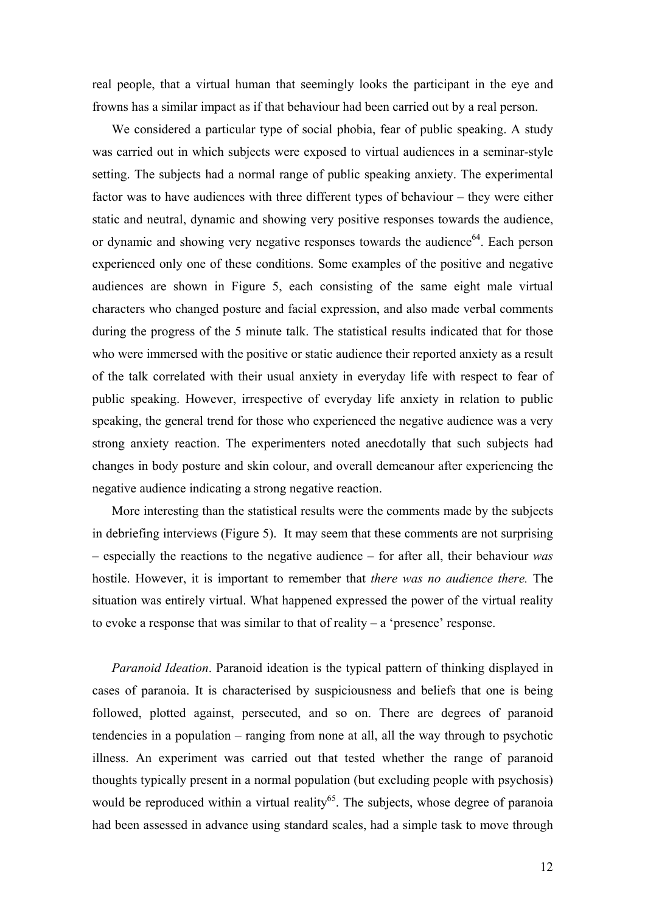real people, that a virtual human that seemingly looks the participant in the eye and frowns has a similar impact as if that behaviour had been carried out by a real person.

We considered a particular type of social phobia, fear of public speaking. A study was carried out in which subjects were exposed to virtual audiences in a seminar-style setting. The subjects had a normal range of public speaking anxiety. The experimental factor was to have audiences with three different types of behaviour – they were either static and neutral, dynamic and showing very positive responses towards the audience, or dynamic and showing very negative responses towards the audience[64]. Each person experienced only one of these conditions. Some examples of the positive and negative audiences are shown in Figure 5, each consisting of the same eight male virtual characters who changed posture and facial expression, and also made verbal comments during the progress of the 5 minute talk. The statistical results indicated that for those who were immersed with the positive or static audience their reported anxiety as a result of the talk correlated with their usual anxiety in everyday life with respect to fear of public speaking. However, irrespective of everyday life anxiety in relation to public speaking, the general trend for those who experienced the negative audience was a very strong anxiety reaction. The experimenters noted anecdotally that such subjects had changes in body posture and skin colour, and overall demeanour after experiencing the negative audience indicating a strong negative reaction.

More interesting than the statistical results were the comments made by the subjects in debriefing interviews (Figure 5). It may seem that these comments are not surprising – especially the reactions to the negative audience – for after all, their behaviour *was* hostile. However, it is important to remember that *there was no audience there.* The situation was entirely virtual. What happened expressed the power of the virtual reality to evoke a response that was similar to that of reality – a 'presence' response.

*Paranoid Ideation*. Paranoid ideation is the typical pattern of thinking displayed in cases of paranoia. It is characterised by suspiciousness and beliefs that one is being followed, plotted against, persecuted, and so on. There are degrees of paranoid tendencies in a population – ranging from none at all, all the way through to psychotic illness. An experiment was carried out that tested whether the range of paranoid thoughts typically present in a normal population (but excluding people with psychosis) would be reproduced within a virtual reality[65]. The subjects, whose degree of paranoia had been assessed in advance using standard scales, had a simple task to move through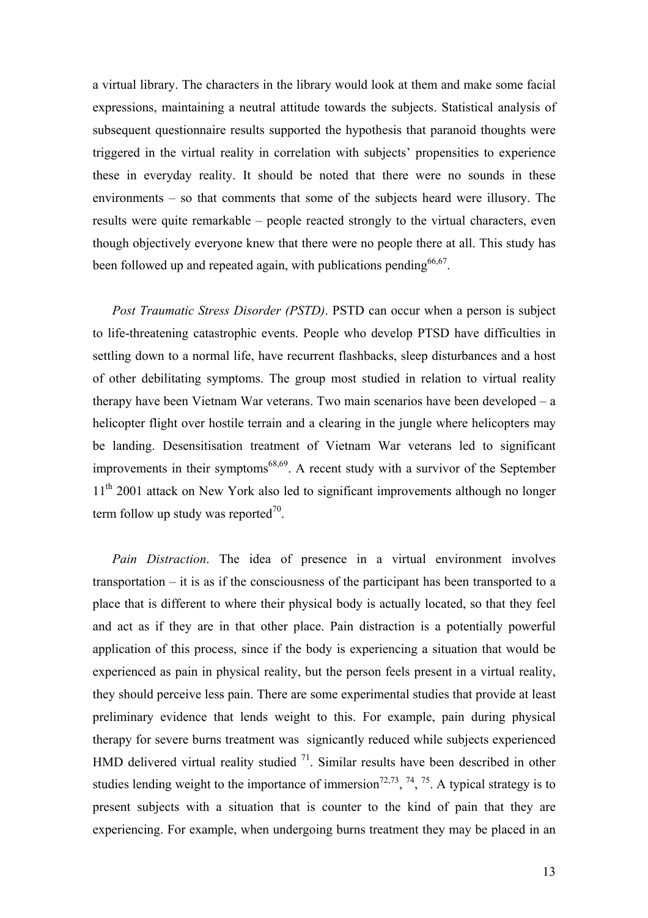a virtual library. The characters in the library would look at them and make some facial expressions, maintaining a neutral attitude towards the subjects. Statistical analysis of subsequent questionnaire results supported the hypothesis that paranoid thoughts were triggered in the virtual reality in correlation with subjects' propensities to experience these in everyday reality. It should be noted that there were no sounds in these environments – so that comments that some of the subjects heard were illusory. The results were quite remarkable – people reacted strongly to the virtual characters, even though objectively everyone knew that there were no people there at all. This study has been followed up and repeated again, with publications pending[66,67].

*Post Traumatic Stress Disorder (PSTD)*. PSTD can occur when a person is subject to life-threatening catastrophic events. People who develop PTSD have difficulties in settling down to a normal life, have recurrent flashbacks, sleep disturbances and a host of other debilitating symptoms. The group most studied in relation to virtual reality therapy have been Vietnam War veterans. Two main scenarios have been developed – a helicopter flight over hostile terrain and a clearing in the jungle where helicopters may be landing. Desensitisation treatment of Vietnam War veterans led to significant improvements in their symptoms[68,69]. A recent study with a survivor of the September 11th 2001 attack on New York also led to significant improvements although no longer term follow up study was reported[70].

*Pain Distraction*. The idea of presence in a virtual environment involves transportation – it is as if the consciousness of the participant has been transported to a place that is different to where their physical body is actually located, so that they feel and act as if they are in that other place. Pain distraction is a potentially powerful application of this process, since if the body is experiencing a situation that would be experienced as pain in physical reality, but the person feels present in a virtual reality, they should perceive less pain. There are some experimental studies that provide at least preliminary evidence that lends weight to this. For example, pain during physical therapy for severe burns treatment was signicantly reduced while subjects experienced HMD delivered virtual reality studied [71]. Similar results have been described in other studies lending weight to the importance of immersion[72,73], [74], [75]. A typical strategy is to present subjects with a situation that is counter to the kind of pain that they are experiencing. For example, when undergoing burns treatment they may be placed in an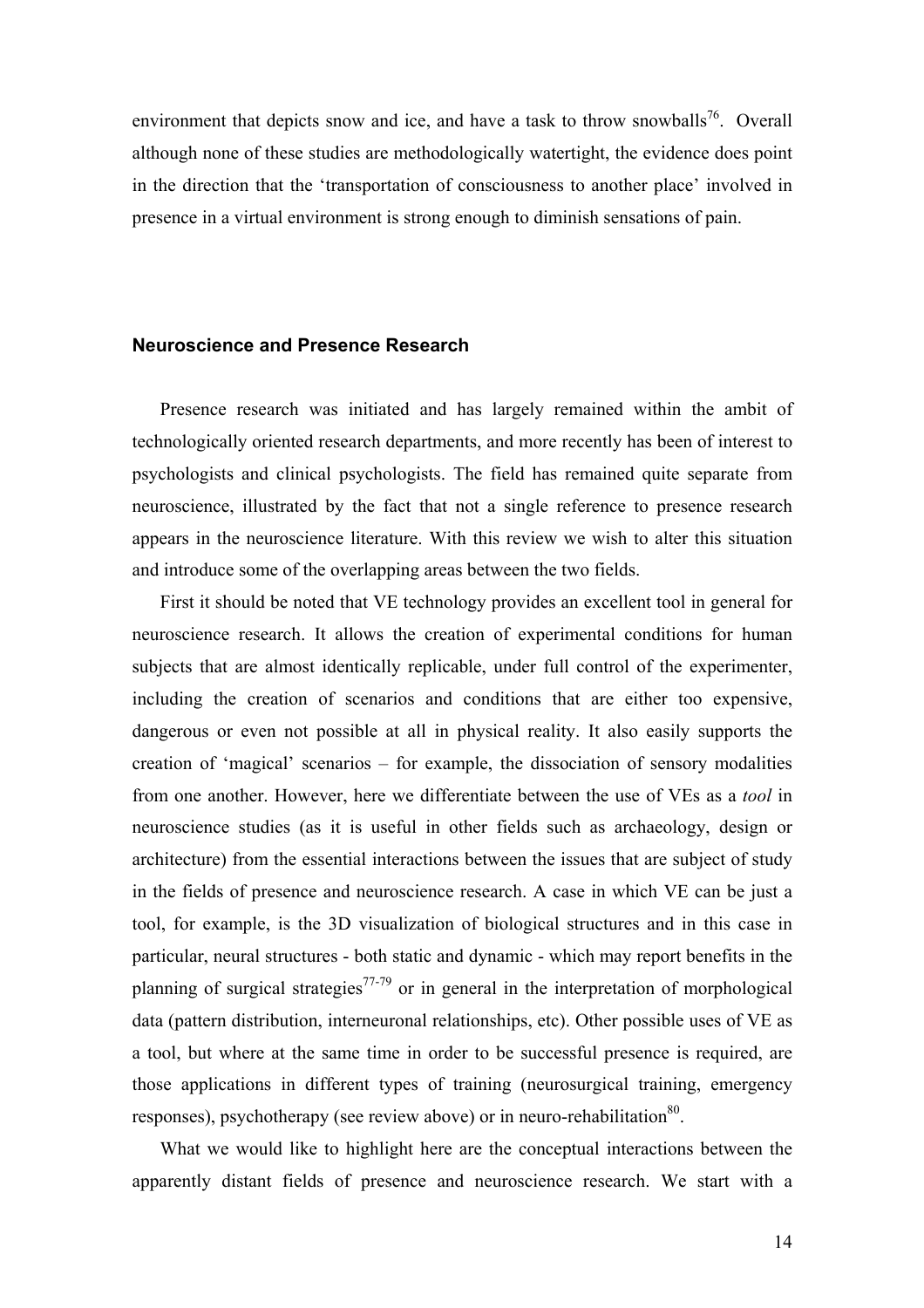environment that depicts snow and ice, and have a task to throw snowballs[76]. Overall although none of these studies are methodologically watertight, the evidence does point in the direction that the 'transportation of consciousness to another place' involved in presence in a virtual environment is strong enough to diminish sensations of pain.

## Neuroscience and Presence Research

Presence research was initiated and has largely remained within the ambit of technologically oriented research departments, and more recently has been of interest to psychologists and clinical psychologists. The field has remained quite separate from neuroscience, illustrated by the fact that not a single reference to presence research appears in the neuroscience literature. With this review we wish to alter this situation and introduce some of the overlapping areas between the two fields.

First it should be noted that VE technology provides an excellent tool in general for neuroscience research. It allows the creation of experimental conditions for human subjects that are almost identically replicable, under full control of the experimenter, including the creation of scenarios and conditions that are either too expensive, dangerous or even not possible at all in physical reality. It also easily supports the creation of 'magical' scenarios – for example, the dissociation of sensory modalities from one another. However, here we differentiate between the use of VEs as a *tool* in neuroscience studies (as it is useful in other fields such as archaeology, design or architecture) from the essential interactions between the issues that are subject of study in the fields of presence and neuroscience research. A case in which VE can be just a tool, for example, is the 3D visualization of biological structures and in this case in particular, neural structures - both static and dynamic - which may report benefits in the planning of surgical strategies[77-79] or in general in the interpretation of morphological data (pattern distribution, interneuronal relationships, etc). Other possible uses of VE as a tool, but where at the same time in order to be successful presence is required, are those applications in different types of training (neurosurgical training, emergency responses), psychotherapy (see review above) or in neuro-rehabilitation[80].

What we would like to highlight here are the conceptual interactions between the apparently distant fields of presence and neuroscience research. We start with a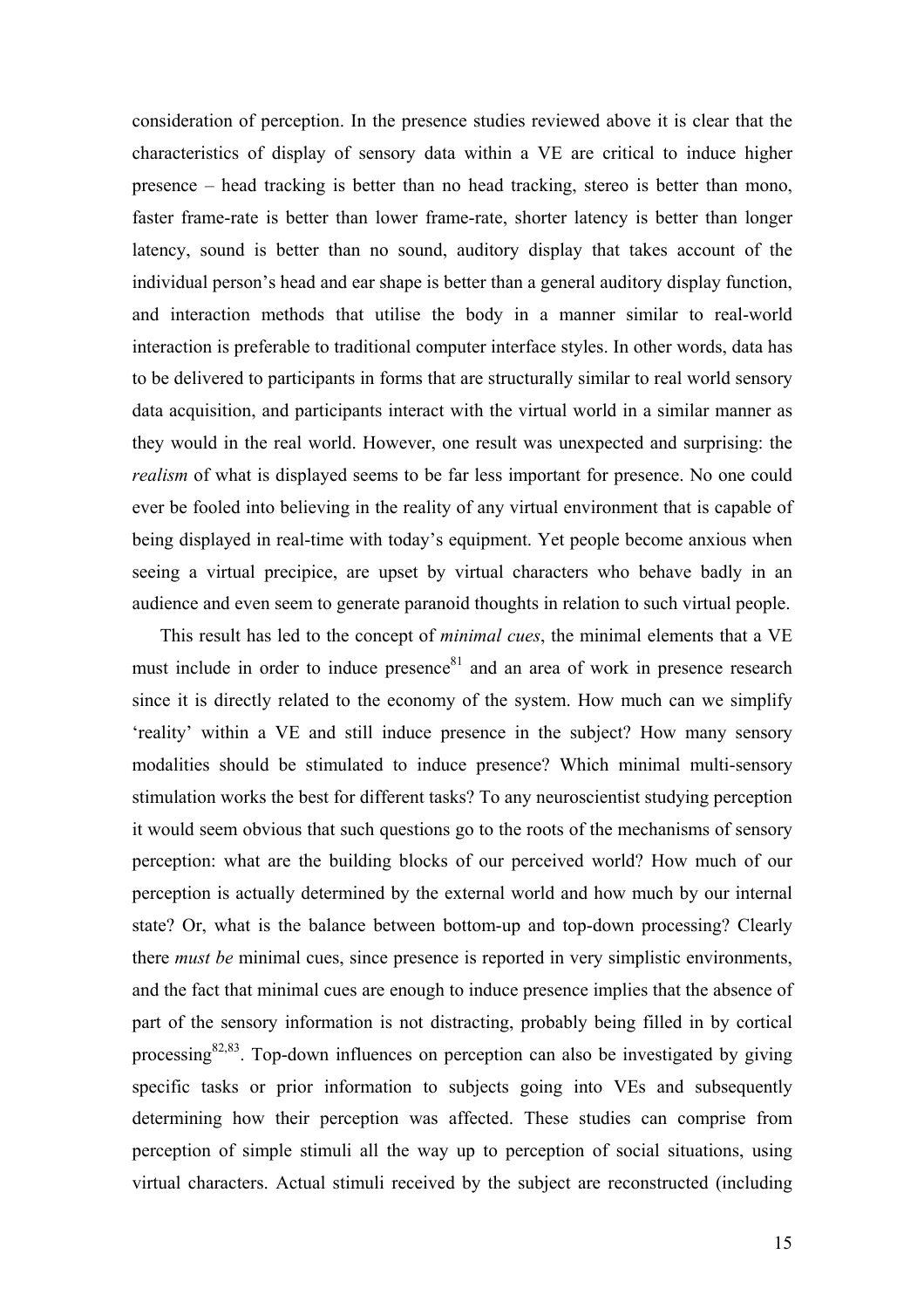consideration of perception. In the presence studies reviewed above it is clear that the characteristics of display of sensory data within a VE are critical to induce higher presence – head tracking is better than no head tracking, stereo is better than mono, faster frame-rate is better than lower frame-rate, shorter latency is better than longer latency, sound is better than no sound, auditory display that takes account of the individual person's head and ear shape is better than a general auditory display function, and interaction methods that utilise the body in a manner similar to real-world interaction is preferable to traditional computer interface styles. In other words, data has to be delivered to participants in forms that are structurally similar to real world sensory data acquisition, and participants interact with the virtual world in a similar manner as they would in the real world. However, one result was unexpected and surprising: the *realism* of what is displayed seems to be far less important for presence. No one could ever be fooled into believing in the reality of any virtual environment that is capable of being displayed in real-time with today's equipment. Yet people become anxious when seeing a virtual precipice, are upset by virtual characters who behave badly in an audience and even seem to generate paranoid thoughts in relation to such virtual people.

This result has led to the concept of *minimal cues*, the minimal elements that a VE must include in order to induce presence[81] and an area of work in presence research since it is directly related to the economy of the system. How much can we simplify 'reality' within a VE and still induce presence in the subject? How many sensory modalities should be stimulated to induce presence? Which minimal multi-sensory stimulation works the best for different tasks? To any neuroscientist studying perception it would seem obvious that such questions go to the roots of the mechanisms of sensory perception: what are the building blocks of our perceived world? How much of our perception is actually determined by the external world and how much by our internal state? Or, what is the balance between bottom-up and top-down processing? Clearly there *must be* minimal cues, since presence is reported in very simplistic environments, and the fact that minimal cues are enough to induce presence implies that the absence of part of the sensory information is not distracting, probably being filled in by cortical processing[82,83]. Top-down influences on perception can also be investigated by giving specific tasks or prior information to subjects going into VEs and subsequently determining how their perception was affected. These studies can comprise from perception of simple stimuli all the way up to perception of social situations, using virtual characters. Actual stimuli received by the subject are reconstructed (including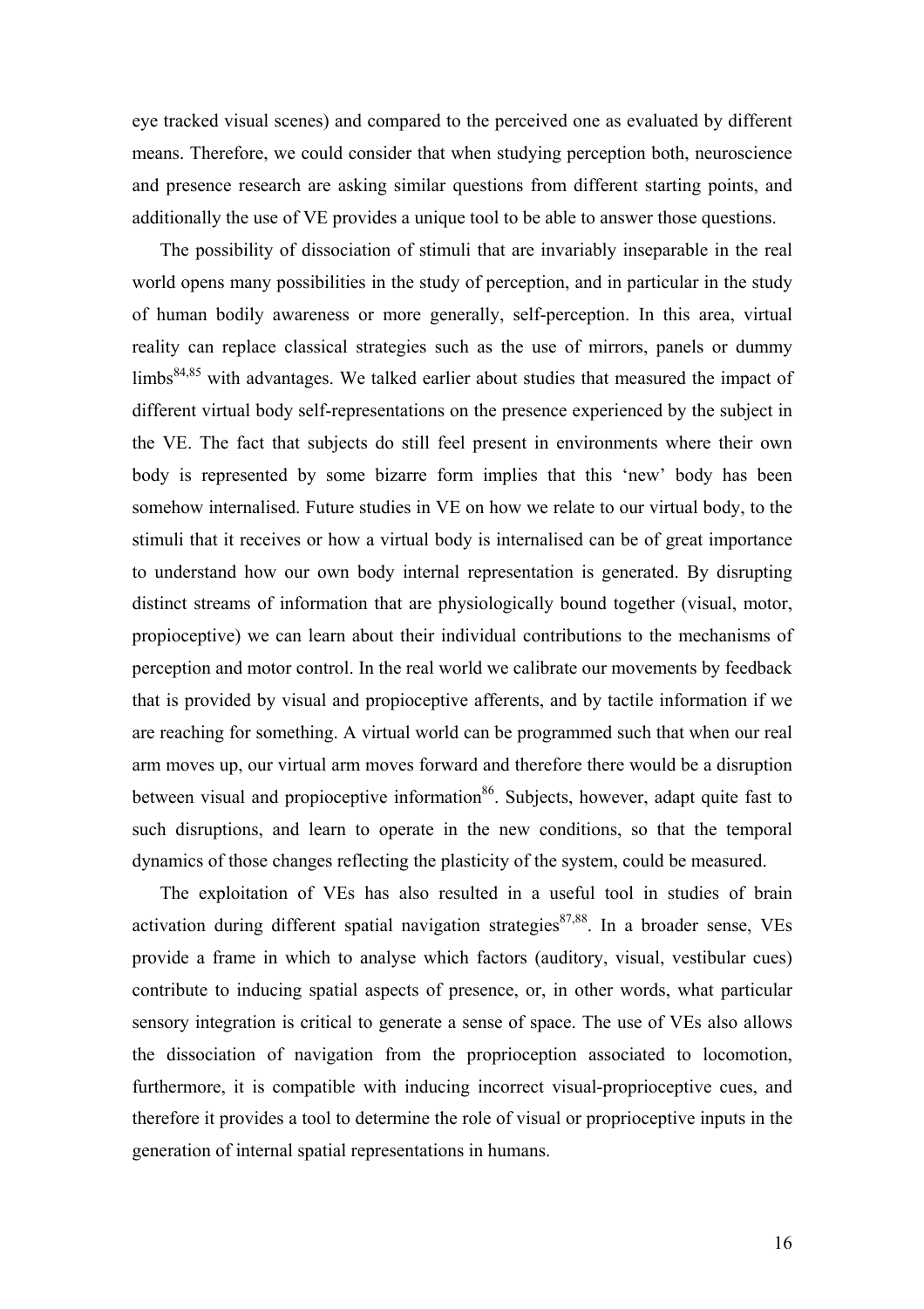eye tracked visual scenes) and compared to the perceived one as evaluated by different means. Therefore, we could consider that when studying perception both, neuroscience and presence research are asking similar questions from different starting points, and additionally the use of VE provides a unique tool to be able to answer those questions.

The possibility of dissociation of stimuli that are invariably inseparable in the real world opens many possibilities in the study of perception, and in particular in the study of human bodily awareness or more generally, self-perception. In this area, virtual reality can replace classical strategies such as the use of mirrors, panels or dummy limbs[84,85] with advantages. We talked earlier about studies that measured the impact of different virtual body self-representations on the presence experienced by the subject in the VE. The fact that subjects do still feel present in environments where their own body is represented by some bizarre form implies that this 'new' body has been somehow internalised. Future studies in VE on how we relate to our virtual body, to the stimuli that it receives or how a virtual body is internalised can be of great importance to understand how our own body internal representation is generated. By disrupting distinct streams of information that are physiologically bound together (visual, motor, propioceptive) we can learn about their individual contributions to the mechanisms of perception and motor control. In the real world we calibrate our movements by feedback that is provided by visual and propioceptive afferents, and by tactile information if we are reaching for something. A virtual world can be programmed such that when our real arm moves up, our virtual arm moves forward and therefore there would be a disruption between visual and propioceptive information[86]. Subjects, however, adapt quite fast to such disruptions, and learn to operate in the new conditions, so that the temporal dynamics of those changes reflecting the plasticity of the system, could be measured.

The exploitation of VEs has also resulted in a useful tool in studies of brain activation during different spatial navigation strategies[87,88]. In a broader sense, VEs provide a frame in which to analyse which factors (auditory, visual, vestibular cues) contribute to inducing spatial aspects of presence, or, in other words, what particular sensory integration is critical to generate a sense of space. The use of VEs also allows the dissociation of navigation from the proprioception associated to locomotion, furthermore, it is compatible with inducing incorrect visual-proprioceptive cues, and therefore it provides a tool to determine the role of visual or proprioceptive inputs in the generation of internal spatial representations in humans.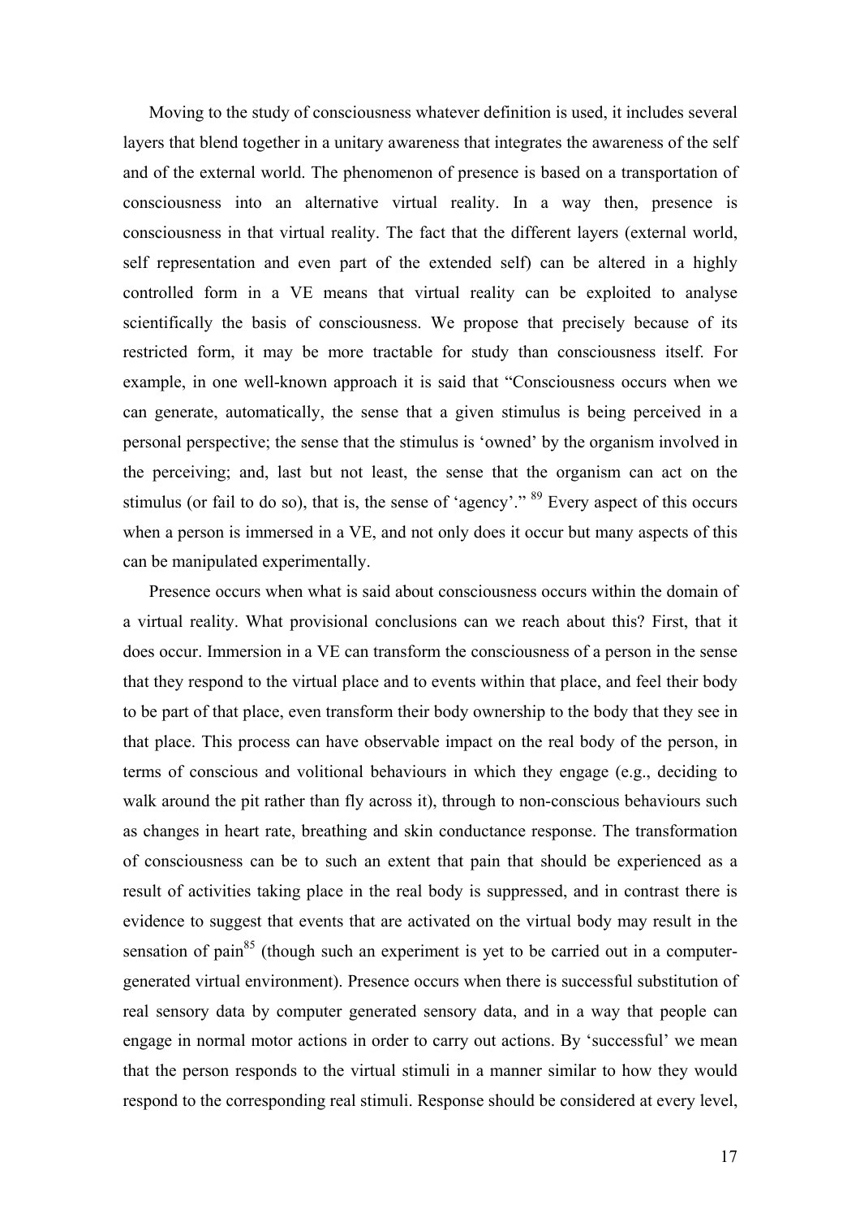Moving to the study of consciousness whatever definition is used, it includes several layers that blend together in a unitary awareness that integrates the awareness of the self and of the external world. The phenomenon of presence is based on a transportation of consciousness into an alternative virtual reality. In a way then, presence is consciousness in that virtual reality. The fact that the different layers (external world, self representation and even part of the extended self) can be altered in a highly controlled form in a VE means that virtual reality can be exploited to analyse scientifically the basis of consciousness. We propose that precisely because of its restricted form, it may be more tractable for study than consciousness itself. For example, in one well-known approach it is said that "Consciousness occurs when we can generate, automatically, the sense that a given stimulus is being perceived in a personal perspective; the sense that the stimulus is 'owned' by the organism involved in the perceiving; and, last but not least, the sense that the organism can act on the stimulus (or fail to do so), that is, the sense of 'agency'." [89] Every aspect of this occurs when a person is immersed in a VE, and not only does it occur but many aspects of this can be manipulated experimentally.

Presence occurs when what is said about consciousness occurs within the domain of a virtual reality. What provisional conclusions can we reach about this? First, that it does occur. Immersion in a VE can transform the consciousness of a person in the sense that they respond to the virtual place and to events within that place, and feel their body to be part of that place, even transform their body ownership to the body that they see in that place. This process can have observable impact on the real body of the person, in terms of conscious and volitional behaviours in which they engage (e.g., deciding to walk around the pit rather than fly across it), through to non-conscious behaviours such as changes in heart rate, breathing and skin conductance response. The transformation of consciousness can be to such an extent that pain that should be experienced as a result of activities taking place in the real body is suppressed, and in contrast there is evidence to suggest that events that are activated on the virtual body may result in the sensation of pain[85] (though such an experiment is yet to be carried out in a computer-generated virtual environment). Presence occurs when there is successful substitution of real sensory data by computer generated sensory data, and in a way that people can engage in normal motor actions in order to carry out actions. By 'successful' we mean that the person responds to the virtual stimuli in a manner similar to how they would respond to the corresponding real stimuli. Response should be considered at every level,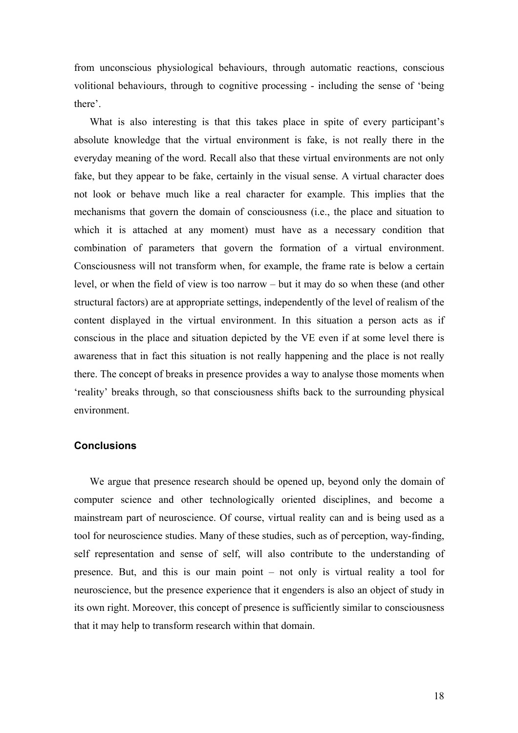from unconscious physiological behaviours, through automatic reactions, conscious volitional behaviours, through to cognitive processing - including the sense of 'being there'.

What is also interesting is that this takes place in spite of every participant's absolute knowledge that the virtual environment is fake, is not really there in the everyday meaning of the word. Recall also that these virtual environments are not only fake, but they appear to be fake, certainly in the visual sense. A virtual character does not look or behave much like a real character for example. This implies that the mechanisms that govern the domain of consciousness (i.e., the place and situation to which it is attached at any moment) must have as a necessary condition that combination of parameters that govern the formation of a virtual environment. Consciousness will not transform when, for example, the frame rate is below a certain level, or when the field of view is too narrow – but it may do so when these (and other structural factors) are at appropriate settings, independently of the level of realism of the content displayed in the virtual environment. In this situation a person acts as if conscious in the place and situation depicted by the VE even if at some level there is awareness that in fact this situation is not really happening and the place is not really there. The concept of breaks in presence provides a way to analyse those moments when 'reality' breaks through, so that consciousness shifts back to the surrounding physical environment.

## Conclusions

We argue that presence research should be opened up, beyond only the domain of computer science and other technologically oriented disciplines, and become a mainstream part of neuroscience. Of course, virtual reality can and is being used as a tool for neuroscience studies. Many of these studies, such as of perception, way-finding, self representation and sense of self, will also contribute to the understanding of presence. But, and this is our main point – not only is virtual reality a tool for neuroscience, but the presence experience that it engenders is also an object of study in its own right. Moreover, this concept of presence is sufficiently similar to consciousness that it may help to transform research within that domain.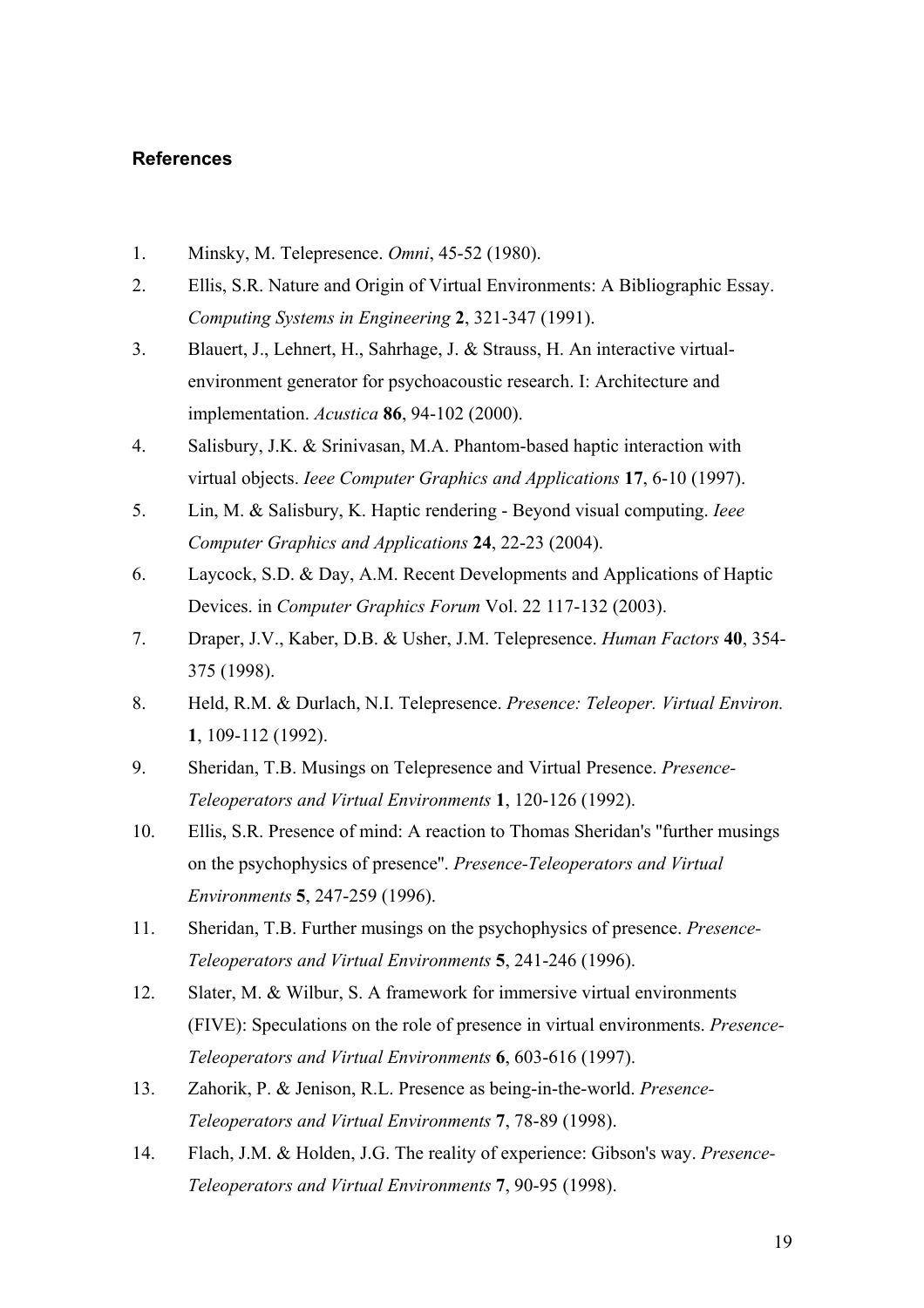## References

1. Minsky, M. Telepresence. *Omni*, 45-52 (1980).
2. Ellis, S.R. Nature and Origin of Virtual Environments: A Bibliographic Essay. *Computing Systems in Engineering* **2**, 321-347 (1991).
3. Blauert, J., Lehnert, H., Sahrhage, J. & Strauss, H. An interactive virtual-environment generator for psychoacoustic research. I: Architecture and implementation. *Acustica* **86**, 94-102 (2000).
4. Salisbury, J.K. & Srinivasan, M.A. Phantom-based haptic interaction with virtual objects. *Ieee Computer Graphics and Applications* **17**, 6-10 (1997).
5. Lin, M. & Salisbury, K. Haptic rendering - Beyond visual computing. *Ieee Computer Graphics and Applications* **24**, 22-23 (2004).
6. Laycock, S.D. & Day, A.M. Recent Developments and Applications of Haptic Devices. in *Computer Graphics Forum* Vol. 22 117-132 (2003).
7. Draper, J.V., Kaber, D.B. & Usher, J.M. Telepresence. *Human Factors* **40**, 354-375 (1998).
8. Held, R.M. & Durlach, N.I. Telepresence. *Presence: Teleoper. Virtual Environ.* **1**, 109-112 (1992).
9. Sheridan, T.B. Musings on Telepresence and Virtual Presence. *Presence-Teleoperators and Virtual Environments* **1**, 120-126 (1992).
10. Ellis, S.R. Presence of mind: A reaction to Thomas Sheridan's "further musings on the psychophysics of presence". *Presence-Teleoperators and Virtual Environments* **5**, 247-259 (1996).
11. Sheridan, T.B. Further musings on the psychophysics of presence. *Presence-Teleoperators and Virtual Environments* **5**, 241-246 (1996).
12. Slater, M. & Wilbur, S. A framework for immersive virtual environments (FIVE): Speculations on the role of presence in virtual environments. *Presence-Teleoperators and Virtual Environments* **6**, 603-616 (1997).
13. Zahorik, P. & Jenison, R.L. Presence as being-in-the-world. *Presence-Teleoperators and Virtual Environments* **7**, 78-89 (1998).
14. Flach, J.M. & Holden, J.G. The reality of experience: Gibson's way. *Presence-Teleoperators and Virtual Environments* **7**, 90-95 (1998).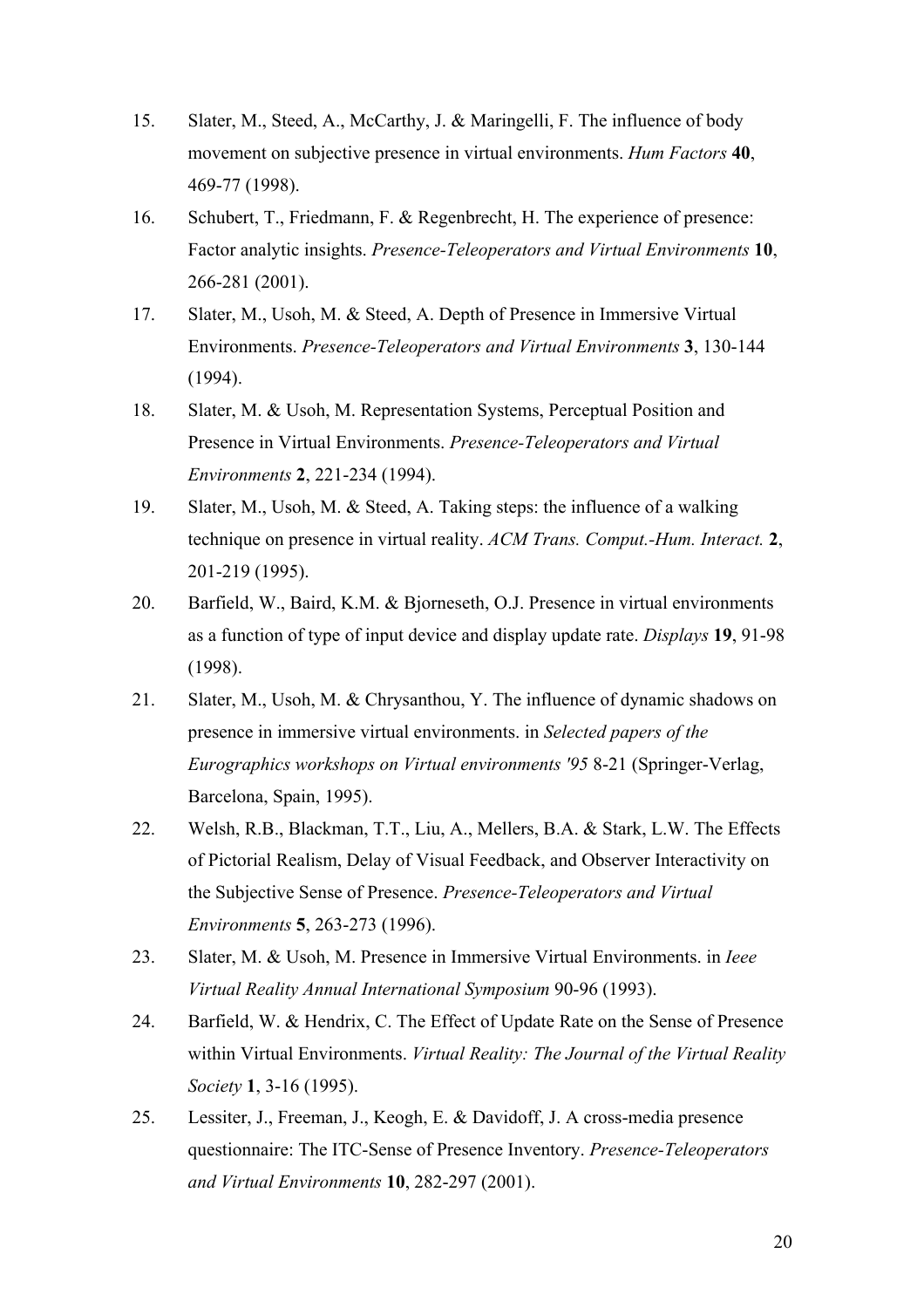15. Slater, M., Steed, A., McCarthy, J. & Maringelli, F. The influence of body movement on subjective presence in virtual environments. *Hum Factors* **40**, 469-77 (1998).
16. Schubert, T., Friedmann, F. & Regenbrecht, H. The experience of presence: Factor analytic insights. *Presence-Teleoperators and Virtual Environments* **10**, 266-281 (2001).
17. Slater, M., Usoh, M. & Steed, A. Depth of Presence in Immersive Virtual Environments. *Presence-Teleoperators and Virtual Environments* **3**, 130-144 (1994).
18. Slater, M. & Usoh, M. Representation Systems, Perceptual Position and Presence in Virtual Environments. *Presence-Teleoperators and Virtual Environments* **2**, 221-234 (1994).
19. Slater, M., Usoh, M. & Steed, A. Taking steps: the influence of a walking technique on presence in virtual reality. *ACM Trans. Comput.-Hum. Interact.* **2**, 201-219 (1995).
20. Barfield, W., Baird, K.M. & Bjorneseth, O.J. Presence in virtual environments as a function of type of input device and display update rate. *Displays* **19**, 91-98 (1998).
21. Slater, M., Usoh, M. & Chrysanthou, Y. The influence of dynamic shadows on presence in immersive virtual environments. in *Selected papers of the Eurographics workshops on Virtual environments '95* 8-21 (Springer-Verlag, Barcelona, Spain, 1995).
22. Welsh, R.B., Blackman, T.T., Liu, A., Mellers, B.A. & Stark, L.W. The Effects of Pictorial Realism, Delay of Visual Feedback, and Observer Interactivity on the Subjective Sense of Presence. *Presence-Teleoperators and Virtual Environments* **5**, 263-273 (1996).
23. Slater, M. & Usoh, M. Presence in Immersive Virtual Environments. in *Ieee Virtual Reality Annual International Symposium* 90-96 (1993).
24. Barfield, W. & Hendrix, C. The Effect of Update Rate on the Sense of Presence within Virtual Environments. *Virtual Reality: The Journal of the Virtual Reality Society* **1**, 3-16 (1995).
25. Lessiter, J., Freeman, J., Keogh, E. & Davidoff, J. A cross-media presence questionnaire: The ITC-Sense of Presence Inventory. *Presence-Teleoperators and Virtual Environments* **10**, 282-297 (2001).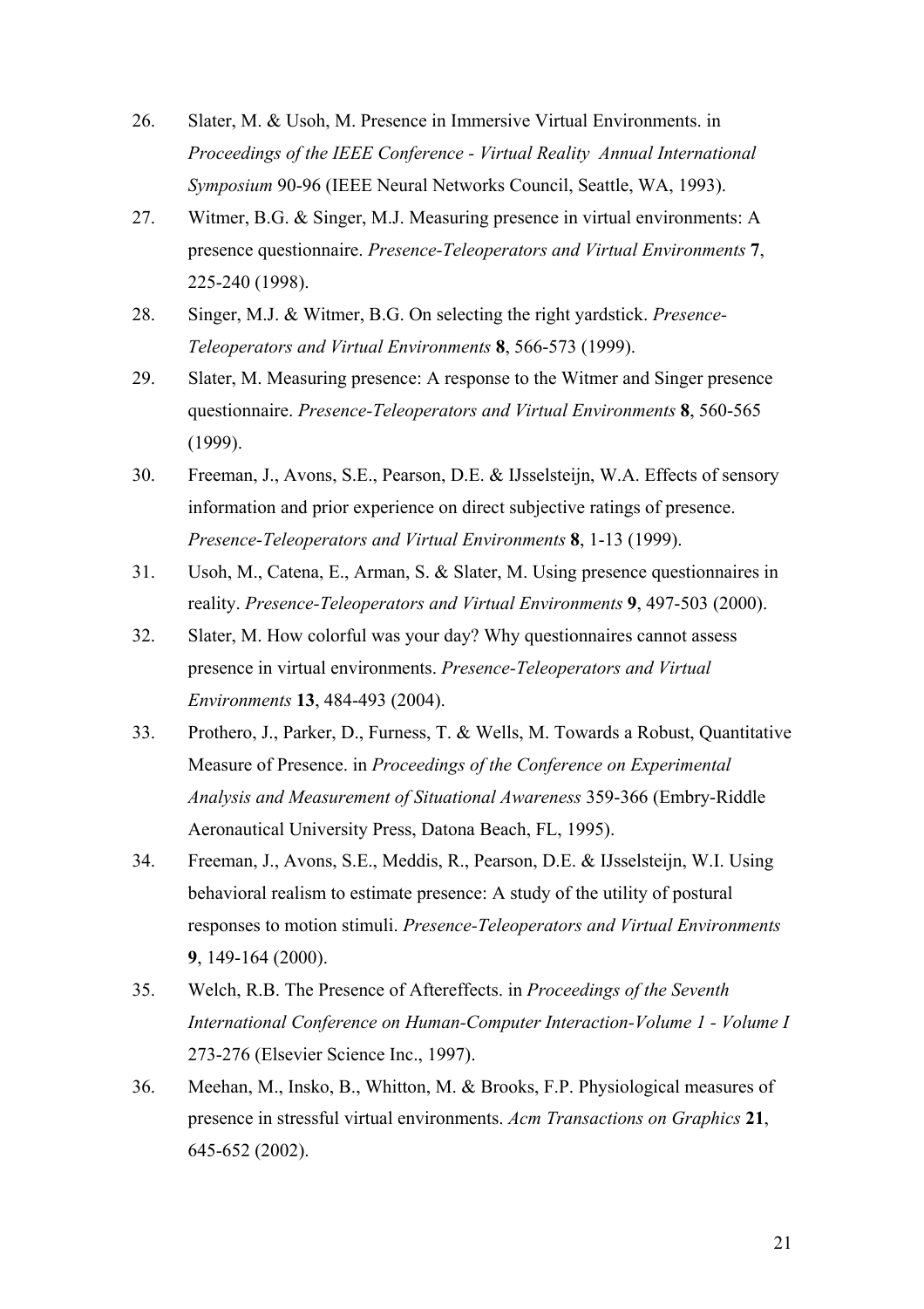26. Slater, M. & Usoh, M. Presence in Immersive Virtual Environments. in *Proceedings of the IEEE Conference - Virtual Reality Annual International Symposium* 90-96 (IEEE Neural Networks Council, Seattle, WA, 1993).
27. Witmer, B.G. & Singer, M.J. Measuring presence in virtual environments: A presence questionnaire. *Presence-Teleoperators and Virtual Environments* **7**, 225-240 (1998).
28. Singer, M.J. & Witmer, B.G. On selecting the right yardstick. *Presence-Teleoperators and Virtual Environments* **8**, 566-573 (1999).
29. Slater, M. Measuring presence: A response to the Witmer and Singer presence questionnaire. *Presence-Teleoperators and Virtual Environments* **8**, 560-565 (1999).
30. Freeman, J., Avons, S.E., Pearson, D.E. & IJsselsteijn, W.A. Effects of sensory information and prior experience on direct subjective ratings of presence. *Presence-Teleoperators and Virtual Environments* **8**, 1-13 (1999).
31. Usoh, M., Catena, E., Arman, S. & Slater, M. Using presence questionnaires in reality. *Presence-Teleoperators and Virtual Environments* **9**, 497-503 (2000).
32. Slater, M. How colorful was your day? Why questionnaires cannot assess presence in virtual environments. *Presence-Teleoperators and Virtual Environments* **13**, 484-493 (2004).
33. Prothero, J., Parker, D., Furness, T. & Wells, M. Towards a Robust, Quantitative Measure of Presence. in *Proceedings of the Conference on Experimental Analysis and Measurement of Situational Awareness* 359-366 (Embry-Riddle Aeronautical University Press, Datona Beach, FL, 1995).
34. Freeman, J., Avons, S.E., Meddis, R., Pearson, D.E. & IJsselsteijn, W.I. Using behavioral realism to estimate presence: A study of the utility of postural responses to motion stimuli. *Presence-Teleoperators and Virtual Environments* **9**, 149-164 (2000).
35. Welch, R.B. The Presence of Aftereffects. in *Proceedings of the Seventh International Conference on Human-Computer Interaction-Volume 1 - Volume I* 273-276 (Elsevier Science Inc., 1997).
36. Meehan, M., Insko, B., Whitton, M. & Brooks, F.P. Physiological measures of presence in stressful virtual environments. *Acm Transactions on Graphics* **21**, 645-652 (2002).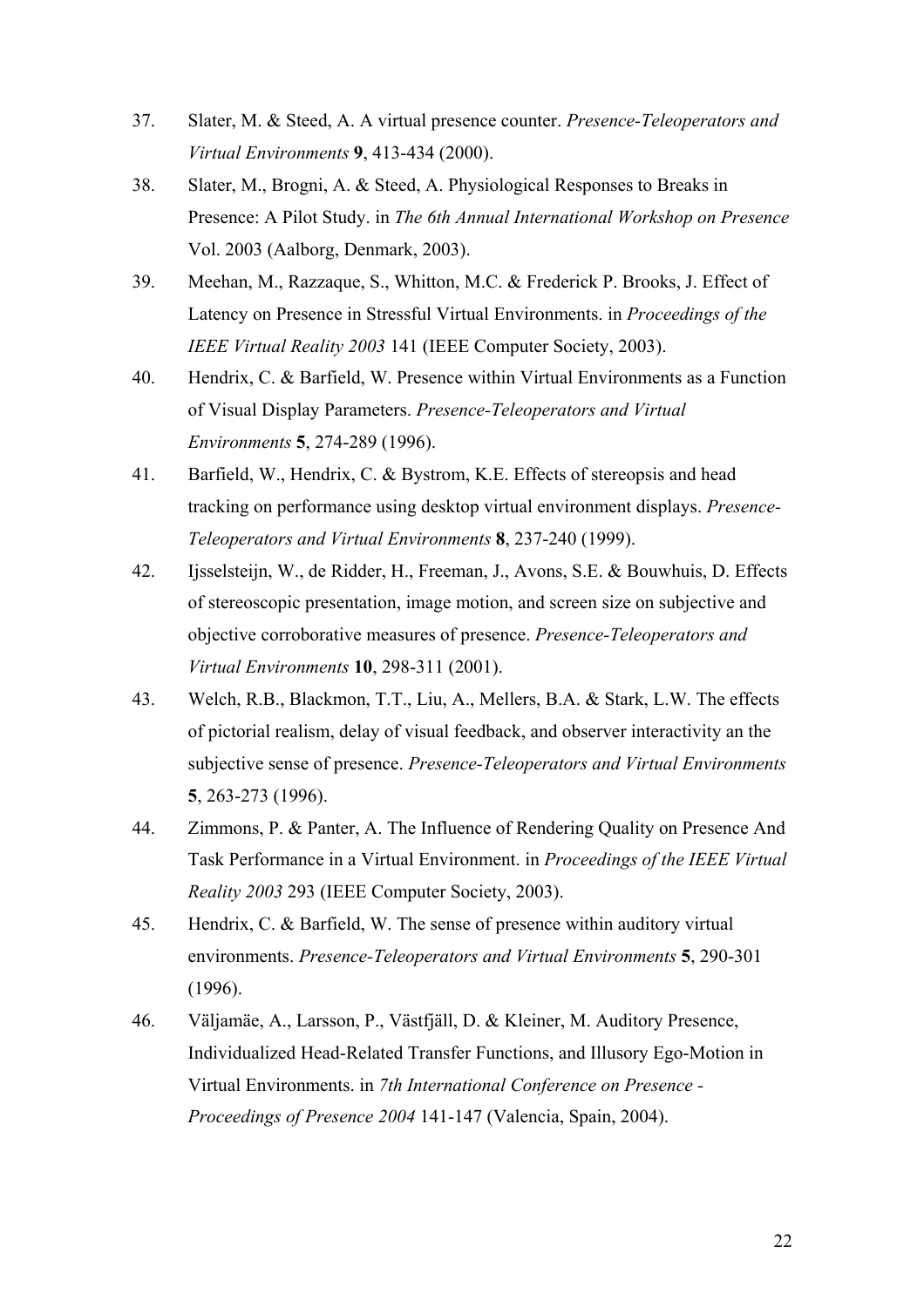37. Slater, M. & Steed, A. A virtual presence counter. *Presence-Teleoperators and Virtual Environments* **9**, 413-434 (2000).
38. Slater, M., Brogni, A. & Steed, A. Physiological Responses to Breaks in Presence: A Pilot Study. in *The 6th Annual International Workshop on Presence* Vol. 2003 (Aalborg, Denmark, 2003).
39. Meehan, M., Razzaque, S., Whitton, M.C. & Frederick P. Brooks, J. Effect of Latency on Presence in Stressful Virtual Environments. in *Proceedings of the IEEE Virtual Reality 2003* 141 (IEEE Computer Society, 2003).
40. Hendrix, C. & Barfield, W. Presence within Virtual Environments as a Function of Visual Display Parameters. *Presence-Teleoperators and Virtual Environments* **5**, 274-289 (1996).
41. Barfield, W., Hendrix, C. & Bystrom, K.E. Effects of stereopsis and head tracking on performance using desktop virtual environment displays. *Presence-Teleoperators and Virtual Environments* **8**, 237-240 (1999).
42. Ijsselsteijn, W., de Ridder, H., Freeman, J., Avons, S.E. & Bouwhuis, D. Effects of stereoscopic presentation, image motion, and screen size on subjective and objective corroborative measures of presence. *Presence-Teleoperators and Virtual Environments* **10**, 298-311 (2001).
43. Welch, R.B., Blackmon, T.T., Liu, A., Mellers, B.A. & Stark, L.W. The effects of pictorial realism, delay of visual feedback, and observer interactivity an the subjective sense of presence. *Presence-Teleoperators and Virtual Environments* **5**, 263-273 (1996).
44. Zimmons, P. & Panter, A. The Influence of Rendering Quality on Presence And Task Performance in a Virtual Environment. in *Proceedings of the IEEE Virtual Reality 2003* 293 (IEEE Computer Society, 2003).
45. Hendrix, C. & Barfield, W. The sense of presence within auditory virtual environments. *Presence-Teleoperators and Virtual Environments* **5**, 290-301 (1996).
46. Väljamäe, A., Larsson, P., Västfjäll, D. & Kleiner, M. Auditory Presence, Individualized Head-Related Transfer Functions, and Illusory Ego-Motion in Virtual Environments. in *7th International Conference on Presence - Proceedings of Presence 2004* 141-147 (Valencia, Spain, 2004).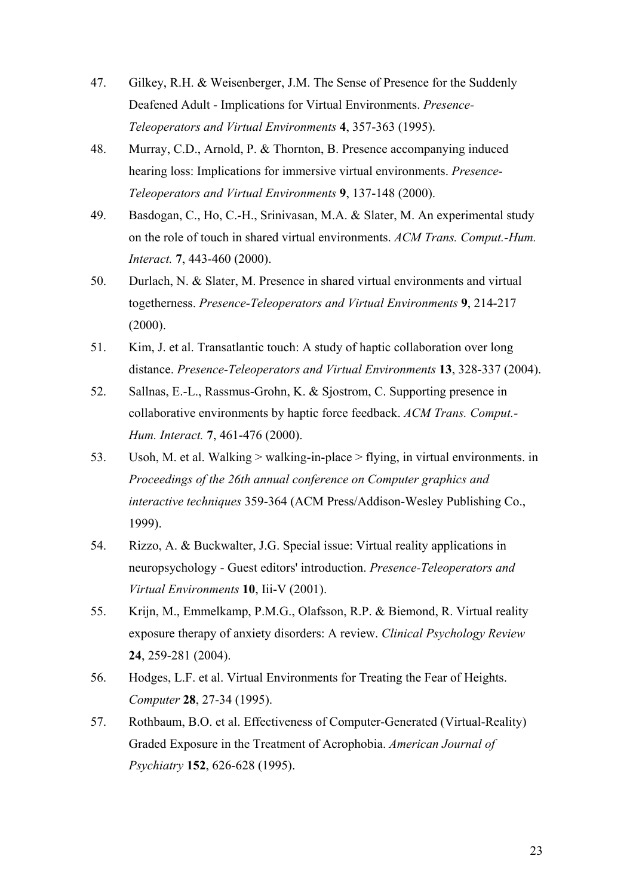47. Gilkey, R.H. & Weisenberger, J.M. The Sense of Presence for the Suddenly Deafened Adult - Implications for Virtual Environments. *Presence-Teleoperators and Virtual Environments* **4**, 357-363 (1995).
48. Murray, C.D., Arnold, P. & Thornton, B. Presence accompanying induced hearing loss: Implications for immersive virtual environments. *Presence-Teleoperators and Virtual Environments* **9**, 137-148 (2000).
49. Basdogan, C., Ho, C.-H., Srinivasan, M.A. & Slater, M. An experimental study on the role of touch in shared virtual environments. *ACM Trans. Comput.-Hum. Interact.* **7**, 443-460 (2000).
50. Durlach, N. & Slater, M. Presence in shared virtual environments and virtual togetherness. *Presence-Teleoperators and Virtual Environments* **9**, 214-217 (2000).
51. Kim, J. et al. Transatlantic touch: A study of haptic collaboration over long distance. *Presence-Teleoperators and Virtual Environments* **13**, 328-337 (2004).
52. Sallnas, E.-L., Rassmus-Grohn, K. & Sjostrom, C. Supporting presence in collaborative environments by haptic force feedback. *ACM Trans. Comput.-Hum. Interact.* **7**, 461-476 (2000).
53. Usoh, M. et al. Walking > walking-in-place > flying, in virtual environments. in *Proceedings of the 26th annual conference on Computer graphics and interactive techniques* 359-364 (ACM Press/Addison-Wesley Publishing Co., 1999).
54. Rizzo, A. & Buckwalter, J.G. Special issue: Virtual reality applications in neuropsychology - Guest editors' introduction. *Presence-Teleoperators and Virtual Environments* **10**, Iii-V (2001).
55. Krijn, M., Emmelkamp, P.M.G., Olafsson, R.P. & Biemond, R. Virtual reality exposure therapy of anxiety disorders: A review. *Clinical Psychology Review* **24**, 259-281 (2004).
56. Hodges, L.F. et al. Virtual Environments for Treating the Fear of Heights. *Computer* **28**, 27-34 (1995).
57. Rothbaum, B.O. et al. Effectiveness of Computer-Generated (Virtual-Reality) Graded Exposure in the Treatment of Acrophobia. *American Journal of Psychiatry* **152**, 626-628 (1995).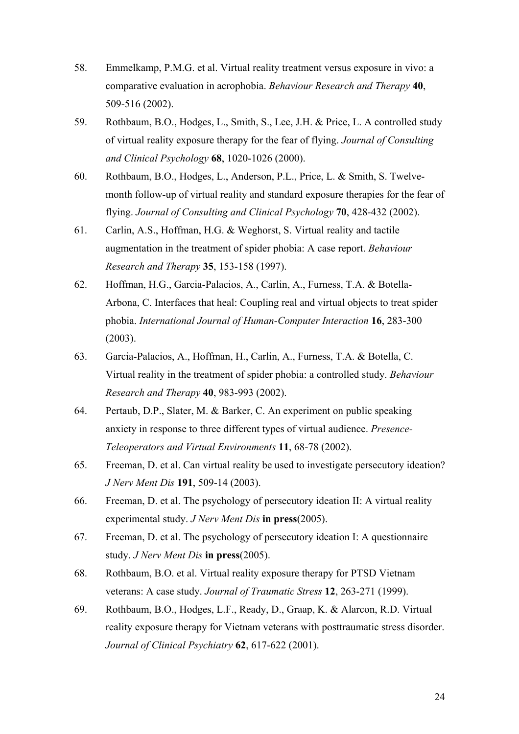58. Emmelkamp, P.M.G. et al. Virtual reality treatment versus exposure in vivo: a comparative evaluation in acrophobia. *Behaviour Research and Therapy* **40**, 509-516 (2002).
59. Rothbaum, B.O., Hodges, L., Smith, S., Lee, J.H. & Price, L. A controlled study of virtual reality exposure therapy for the fear of flying. *Journal of Consulting and Clinical Psychology* **68**, 1020-1026 (2000).
60. Rothbaum, B.O., Hodges, L., Anderson, P.L., Price, L. & Smith, S. Twelve-month follow-up of virtual reality and standard exposure therapies for the fear of flying. *Journal of Consulting and Clinical Psychology* **70**, 428-432 (2002).
61. Carlin, A.S., Hoffman, H.G. & Weghorst, S. Virtual reality and tactile augmentation in the treatment of spider phobia: A case report. *Behaviour Research and Therapy* **35**, 153-158 (1997).
62. Hoffman, H.G., Garcia-Palacios, A., Carlin, A., Furness, T.A. & Botella-Arbona, C. Interfaces that heal: Coupling real and virtual objects to treat spider phobia. *International Journal of Human-Computer Interaction* **16**, 283-300 (2003).
63. Garcia-Palacios, A., Hoffman, H., Carlin, A., Furness, T.A. & Botella, C. Virtual reality in the treatment of spider phobia: a controlled study. *Behaviour Research and Therapy* **40**, 983-993 (2002).
64. Pertaub, D.P., Slater, M. & Barker, C. An experiment on public speaking anxiety in response to three different types of virtual audience. *Presence-Teleoperators and Virtual Environments* **11**, 68-78 (2002).
65. Freeman, D. et al. Can virtual reality be used to investigate persecutory ideation? *J Nerv Ment Dis* **191**, 509-14 (2003).
66. Freeman, D. et al. The psychology of persecutory ideation II: A virtual reality experimental study. *J Nerv Ment Dis* **in press**(2005).
67. Freeman, D. et al. The psychology of persecutory ideation I: A questionnaire study. *J Nerv Ment Dis* **in press**(2005).
68. Rothbaum, B.O. et al. Virtual reality exposure therapy for PTSD Vietnam veterans: A case study. *Journal of Traumatic Stress* **12**, 263-271 (1999).
69. Rothbaum, B.O., Hodges, L.F., Ready, D., Graap, K. & Alarcon, R.D. Virtual reality exposure therapy for Vietnam veterans with posttraumatic stress disorder. *Journal of Clinical Psychiatry* **62**, 617-622 (2001).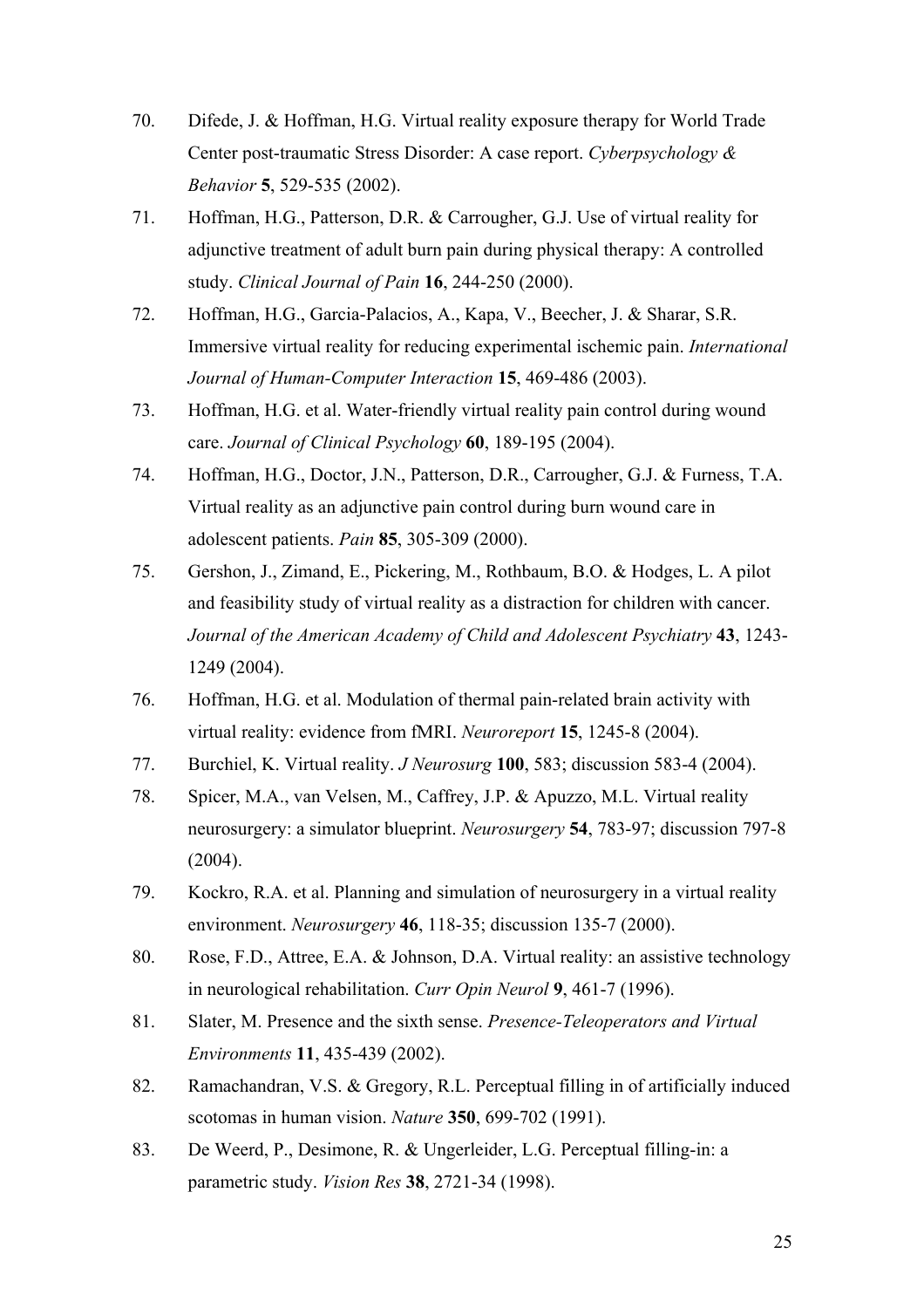70. Difede, J. & Hoffman, H.G. Virtual reality exposure therapy for World Trade Center post-traumatic Stress Disorder: A case report. *Cyberpsychology & Behavior* **5**, 529-535 (2002).

71. Hoffman, H.G., Patterson, D.R. & Carrougher, G.J. Use of virtual reality for adjunctive treatment of adult burn pain during physical therapy: A controlled study. *Clinical Journal of Pain* **16**, 244-250 (2000).

72. Hoffman, H.G., Garcia-Palacios, A., Kapa, V., Beecher, J. & Sharar, S.R. Immersive virtual reality for reducing experimental ischemic pain. *International Journal of Human-Computer Interaction* **15**, 469-486 (2003).

73. Hoffman, H.G. et al. Water-friendly virtual reality pain control during wound care. *Journal of Clinical Psychology* **60**, 189-195 (2004).

74. Hoffman, H.G., Doctor, J.N., Patterson, D.R., Carrougher, G.J. & Furness, T.A. Virtual reality as an adjunctive pain control during burn wound care in adolescent patients. *Pain* **85**, 305-309 (2000).

75. Gershon, J., Zimand, E., Pickering, M., Rothbaum, B.O. & Hodges, L. A pilot and feasibility study of virtual reality as a distraction for children with cancer. *Journal of the American Academy of Child and Adolescent Psychiatry* **43**, 1243-1249 (2004).

76. Hoffman, H.G. et al. Modulation of thermal pain-related brain activity with virtual reality: evidence from fMRI. *Neuroreport* **15**, 1245-8 (2004).

77. Burchiel, K. Virtual reality. *J Neurosurg* **100**, 583; discussion 583-4 (2004).

78. Spicer, M.A., van Velsen, M., Caffrey, J.P. & Apuzzo, M.L. Virtual reality neurosurgery: a simulator blueprint. *Neurosurgery* **54**, 783-97; discussion 797-8 (2004).

79. Kockro, R.A. et al. Planning and simulation of neurosurgery in a virtual reality environment. *Neurosurgery* **46**, 118-35; discussion 135-7 (2000).

80. Rose, F.D., Attree, E.A. & Johnson, D.A. Virtual reality: an assistive technology in neurological rehabilitation. *Curr Opin Neurol* **9**, 461-7 (1996).

81. Slater, M. Presence and the sixth sense. *Presence-Teleoperators and Virtual Environments* **11**, 435-439 (2002).

82. Ramachandran, V.S. & Gregory, R.L. Perceptual filling in of artificially induced scotomas in human vision. *Nature* **350**, 699-702 (1991).

83. De Weerd, P., Desimone, R. & Ungerleider, L.G. Perceptual filling-in: a parametric study. *Vision Res* **38**, 2721-34 (1998).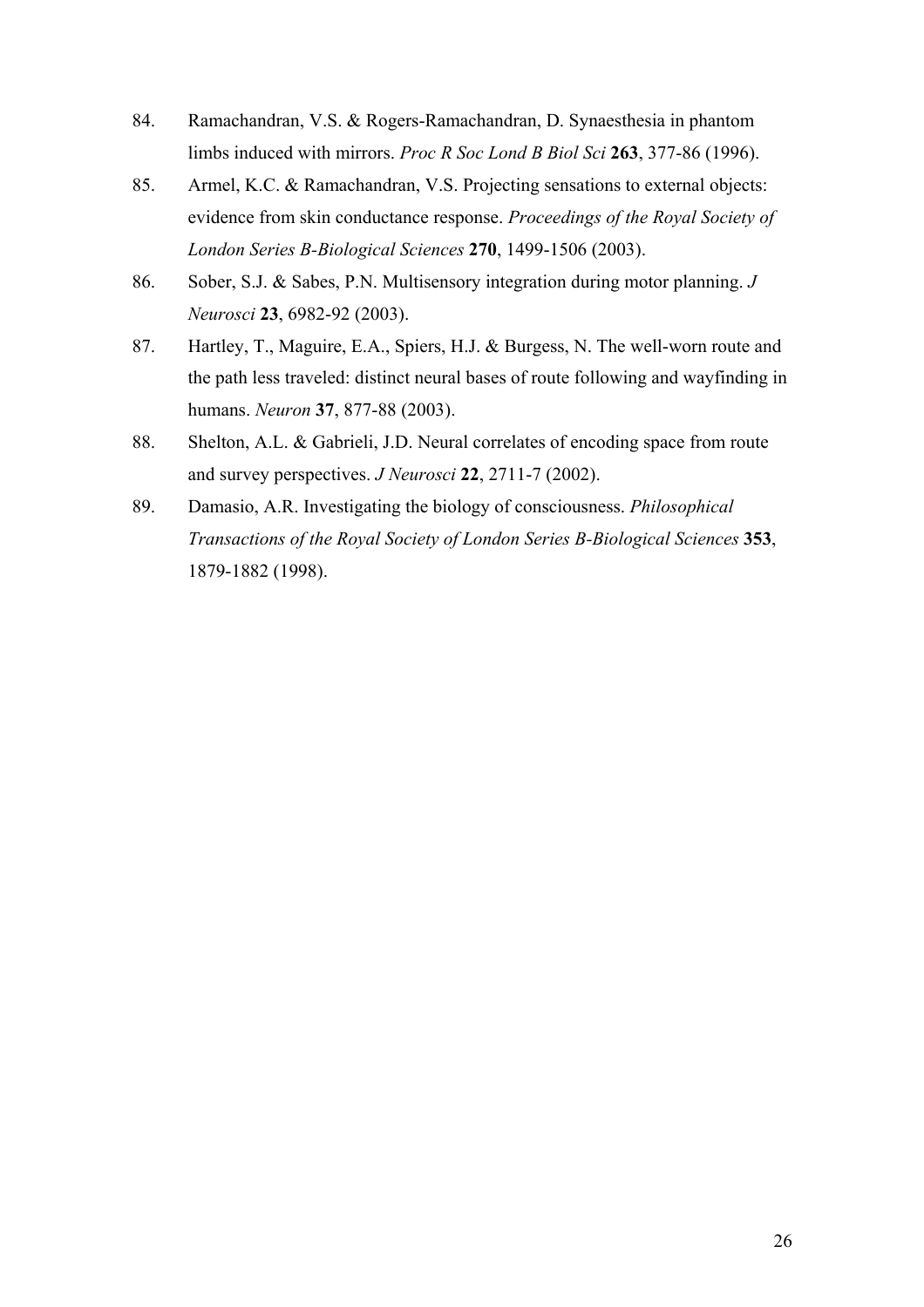84. Ramachandran, V.S. & Rogers-Ramachandran, D. Synaesthesia in phantom limbs induced with mirrors. *Proc R Soc Lond B Biol Sci* **263**, 377-86 (1996).

85. Armel, K.C. & Ramachandran, V.S. Projecting sensations to external objects: evidence from skin conductance response. *Proceedings of the Royal Society of London Series B-Biological Sciences* **270**, 1499-1506 (2003).

86. Sober, S.J. & Sabes, P.N. Multisensory integration during motor planning. *J Neurosci* **23**, 6982-92 (2003).

87. Hartley, T., Maguire, E.A., Spiers, H.J. & Burgess, N. The well-worn route and the path less traveled: distinct neural bases of route following and wayfinding in humans. *Neuron* **37**, 877-88 (2003).

88. Shelton, A.L. & Gabrieli, J.D. Neural correlates of encoding space from route and survey perspectives. *J Neurosci* **22**, 2711-7 (2002).

89. Damasio, A.R. Investigating the biology of consciousness. *Philosophical Transactions of the Royal Society of London Series B-Biological Sciences* **353**, 1879-1882 (1998).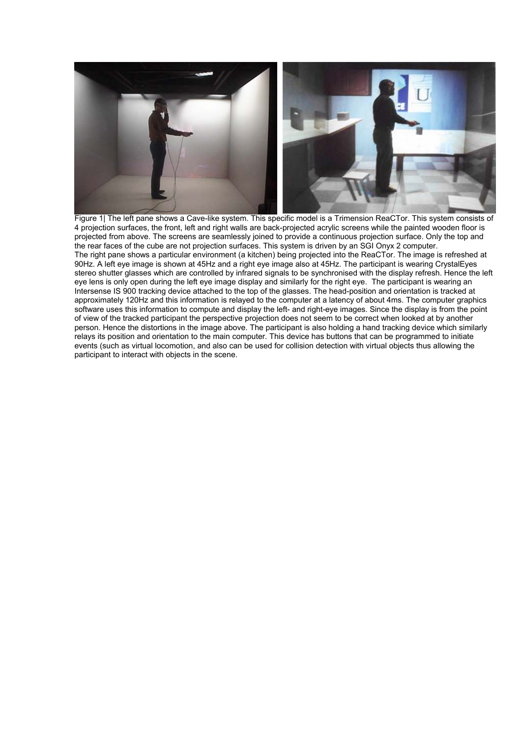Figure 1| The left pane shows a Cave-like system. This specific model is a Trimension ReaCTor. This system consists of 4 projection surfaces, the front, left and right walls are back-projected acrylic screens while the painted wooden floor is projected from above. The screens are seamlessly joined to provide a continuous projection surface. Only the top and the rear faces of the cube are not projection surfaces. This system is driven by an SGI Onyx 2 computer.
The right pane shows a particular environment (a kitchen) being projected into the ReaCTor. The image is refreshed at 90Hz. A left eye image is shown at 45Hz and a right eye image also at 45Hz. The participant is wearing CrystalEyes stereo shutter glasses which are controlled by infrared signals to be synchronised with the display refresh. Hence the left eye lens is only open during the left eye image display and similarly for the right eye. The participant is wearing an Intersense IS 900 tracking device attached to the top of the glasses. The head-position and orientation is tracked at approximately 120Hz and this information is relayed to the computer at a latency of about 4ms. The computer graphics software uses this information to compute and display the left- and right-eye images. Since the display is from the point of view of the tracked participant the perspective projection does not seem to be correct when looked at by another person. Hence the distortions in the image above. The participant is also holding a hand tracking device which similarly relays its position and orientation to the main computer. This device has buttons that can be programmed to initiate events (such as virtual locomotion, and also can be used for collision detection with virtual objects thus allowing the participant to interact with objects in the scene.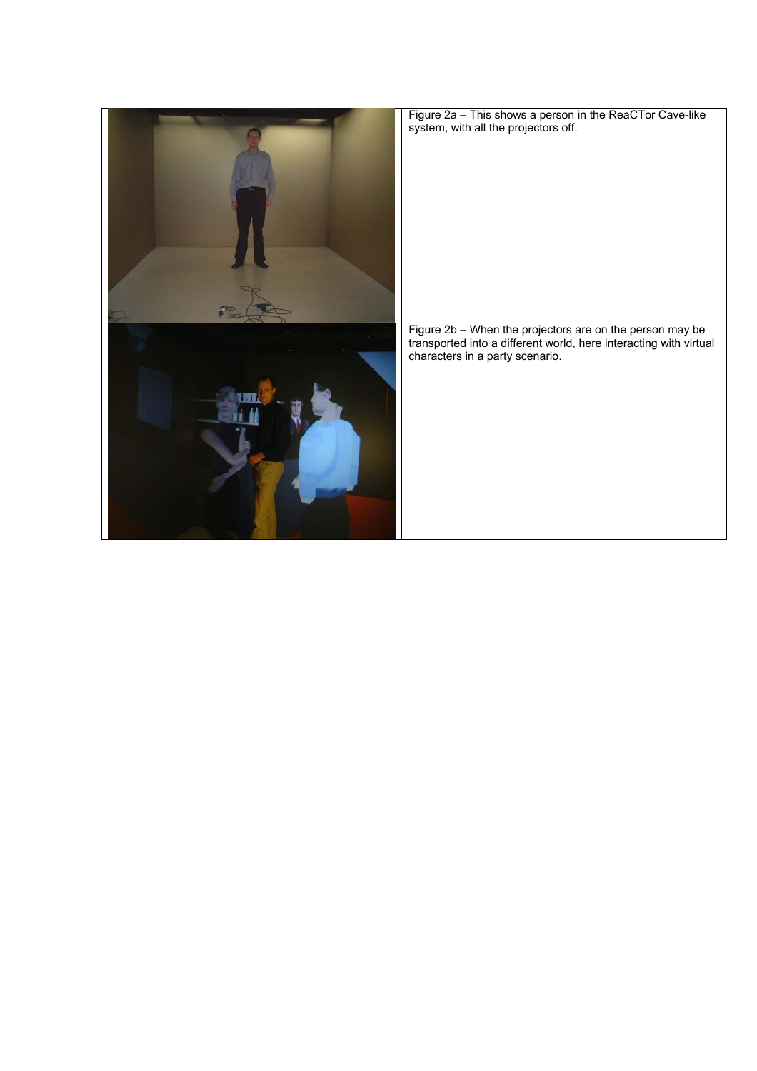Figure 2a – This shows a person in the ReaCTor Cave-like system, with all the projectors off.

Figure 2b – When the projectors are on the person may be transported into a different world, here interacting with virtual characters in a party scenario.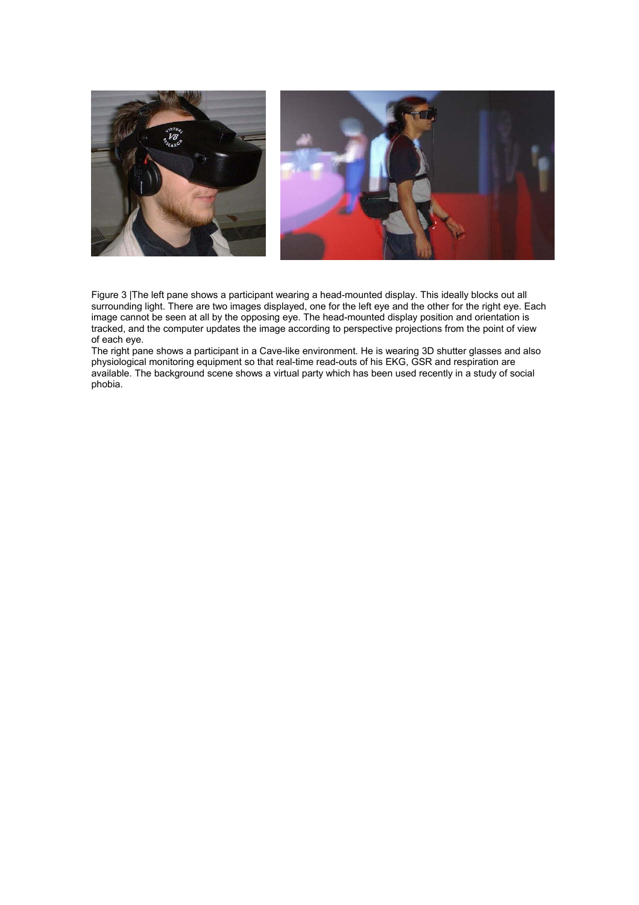Figure 3 |The left pane shows a participant wearing a head-mounted display. This ideally blocks out all surrounding light. There are two images displayed, one for the left eye and the other for the right eye. Each image cannot be seen at all by the opposing eye. The head-mounted display position and orientation is tracked, and the computer updates the image according to perspective projections from the point of view of each eye.

The right pane shows a participant in a Cave-like environment. He is wearing 3D shutter glasses and also physiological monitoring equipment so that real-time read-outs of his EKG, GSR and respiration are available. The background scene shows a virtual party which has been used recently in a study of social phobia.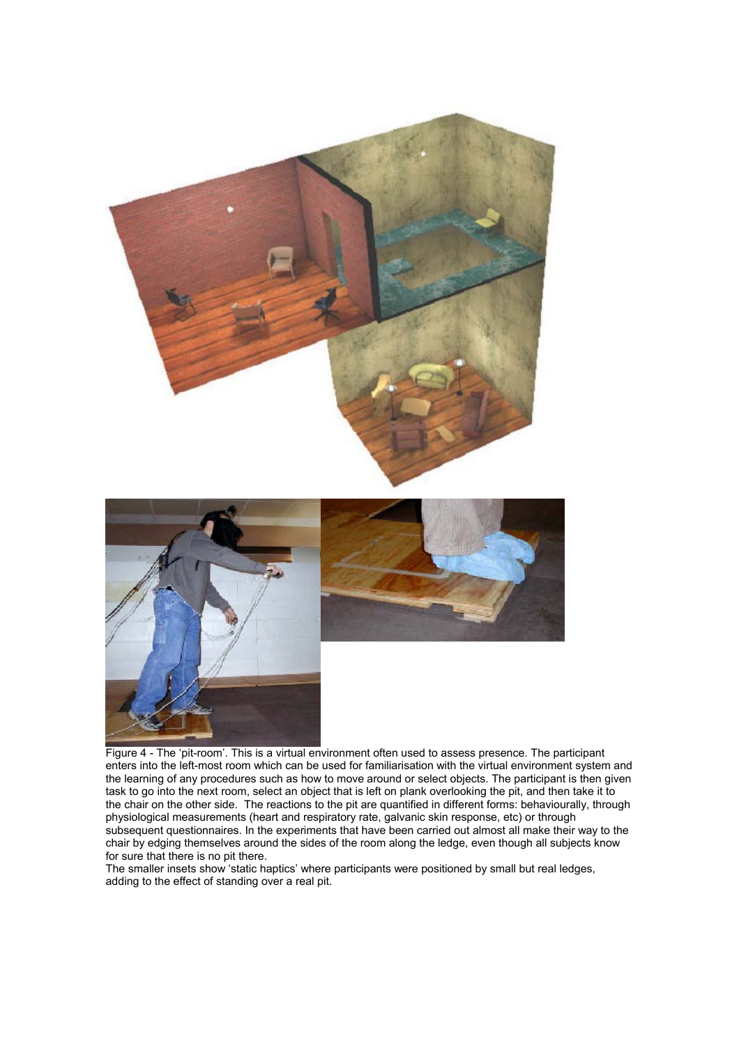Figure 4 - The 'pit-room'. This is a virtual environment often used to assess presence. The participant enters into the left-most room which can be used for familiarisation with the virtual environment system and the learning of any procedures such as how to move around or select objects. The participant is then given task to go into the next room, select an object that is left on plank overlooking the pit, and then take it to the chair on the other side. The reactions to the pit are quantified in different forms: behaviourally, through physiological measurements (heart and respiratory rate, galvanic skin response, etc) or through subsequent questionnaires. In the experiments that have been carried out almost all make their way to the chair by edging themselves around the sides of the room along the ledge, even though all subjects know for sure that there is no pit there.

The smaller insets show 'static haptics' where participants were positioned by small but real ledges, adding to the effect of standing over a real pit.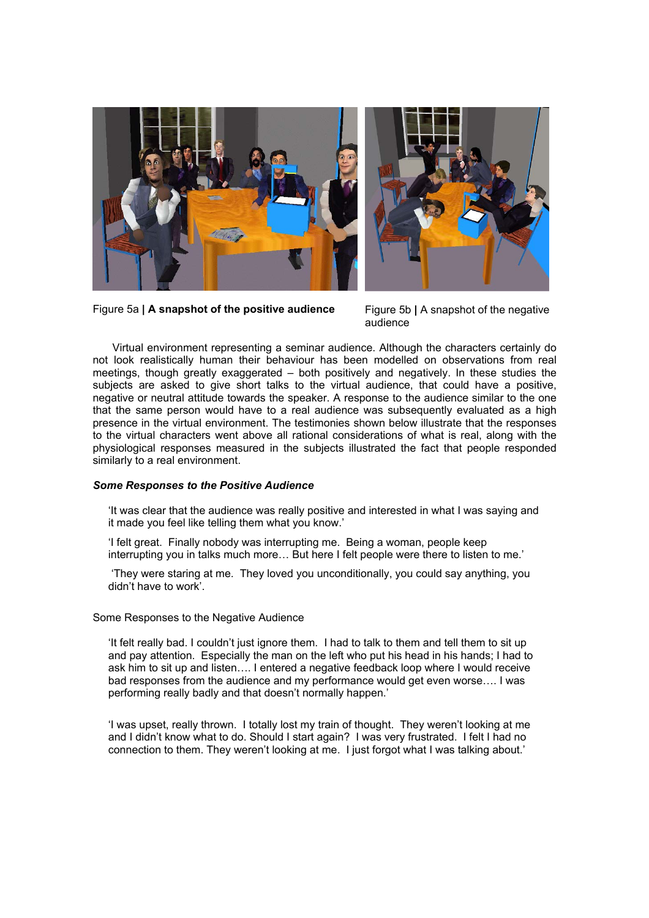Figure 5a | **A snapshot of the positive audience**

Figure 5b | A snapshot of the negative audience

Virtual environment representing a seminar audience. Although the characters certainly do not look realistically human their behaviour has been modelled on observations from real meetings, though greatly exaggerated – both positively and negatively. In these studies the subjects are asked to give short talks to the virtual audience, that could have a positive, negative or neutral attitude towards the speaker. A response to the audience similar to the one that the same person would have to a real audience was subsequently evaluated as a high presence in the virtual environment. The testimonies shown below illustrate that the responses to the virtual characters went above all rational considerations of what is real, along with the physiological responses measured in the subjects illustrated the fact that people responded similarly to a real environment.

***Some Responses to the Positive Audience***

> 'It was clear that the audience was really positive and interested in what I was saying and it made you feel like telling them what you know.'
>
> 'I felt great. Finally nobody was interrupting me. Being a woman, people keep interrupting you in talks much more… But here I felt people were there to listen to me.'
>
> 'They were staring at me. They loved you unconditionally, you could say anything, you didn't have to work'.

Some Responses to the Negative Audience

> 'It felt really bad. I couldn't just ignore them. I had to talk to them and tell them to sit up and pay attention. Especially the man on the left who put his head in his hands; I had to ask him to sit up and listen…. I entered a negative feedback loop where I would receive bad responses from the audience and my performance would get even worse…. I was performing really badly and that doesn't normally happen.'
>
> 'I was upset, really thrown. I totally lost my train of thought. They weren't looking at me and I didn't know what to do. Should I start again? I was very frustrated. I felt I had no connection to them. They weren't looking at me. I just forgot what I was talking about.'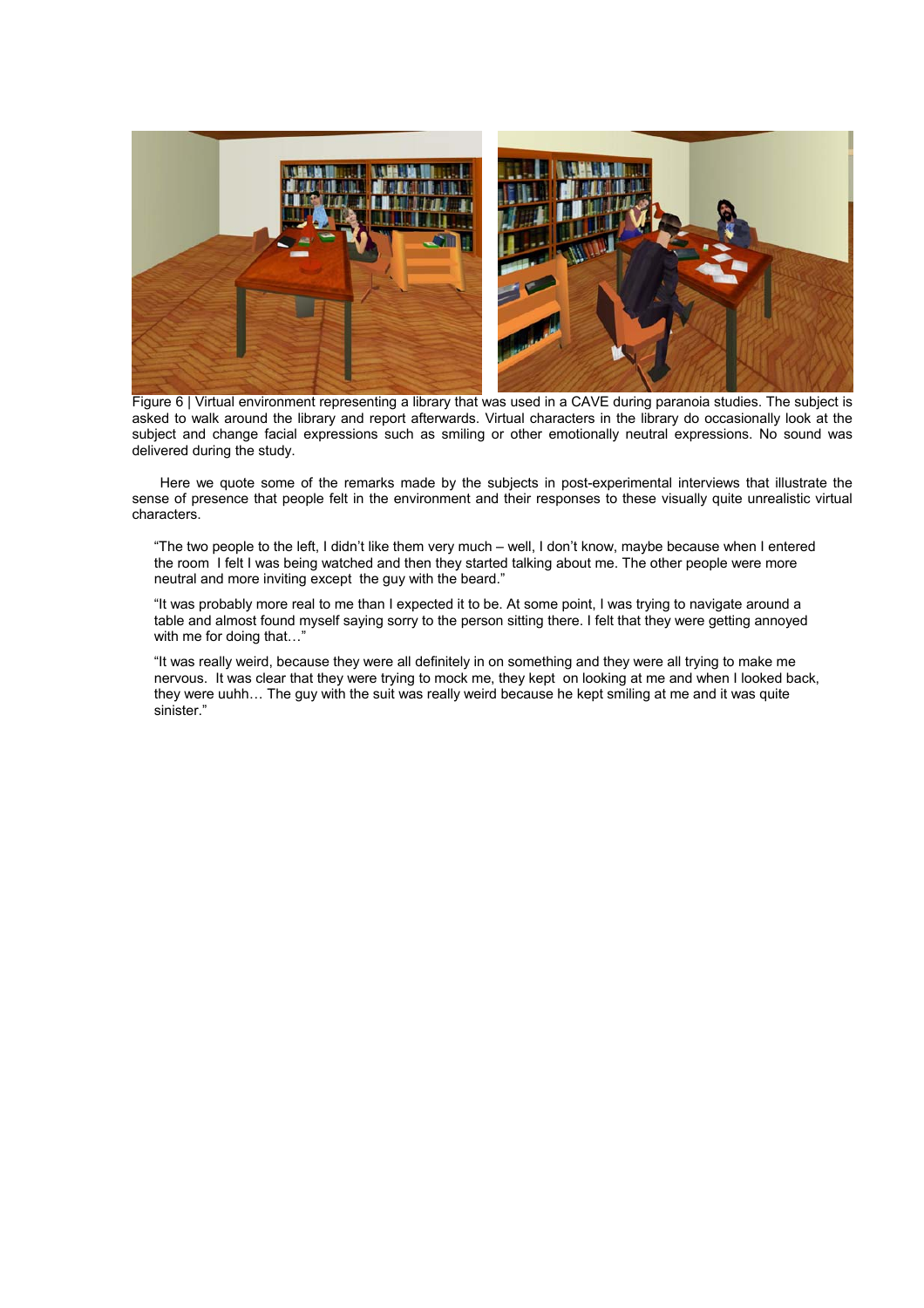Figure 6 | Virtual environment representing a library that was used in a CAVE during paranoia studies. The subject is asked to walk around the library and report afterwards. Virtual characters in the library do occasionally look at the subject and change facial expressions such as smiling or other emotionally neutral expressions. No sound was delivered during the study.

Here we quote some of the remarks made by the subjects in post-experimental interviews that illustrate the sense of presence that people felt in the environment and their responses to these visually quite unrealistic virtual characters.

> "The two people to the left, I didn't like them very much – well, I don't know, maybe because when I entered the room I felt I was being watched and then they started talking about me. The other people were more neutral and more inviting except the guy with the beard."

> "It was probably more real to me than I expected it to be. At some point, I was trying to navigate around a table and almost found myself saying sorry to the person sitting there. I felt that they were getting annoyed with me for doing that…"

> "It was really weird, because they were all definitely in on something and they were all trying to make me nervous. It was clear that they were trying to mock me, they kept on looking at me and when I looked back, they were uuhh… The guy with the suit was really weird because he kept smiling at me and it was quite sinister."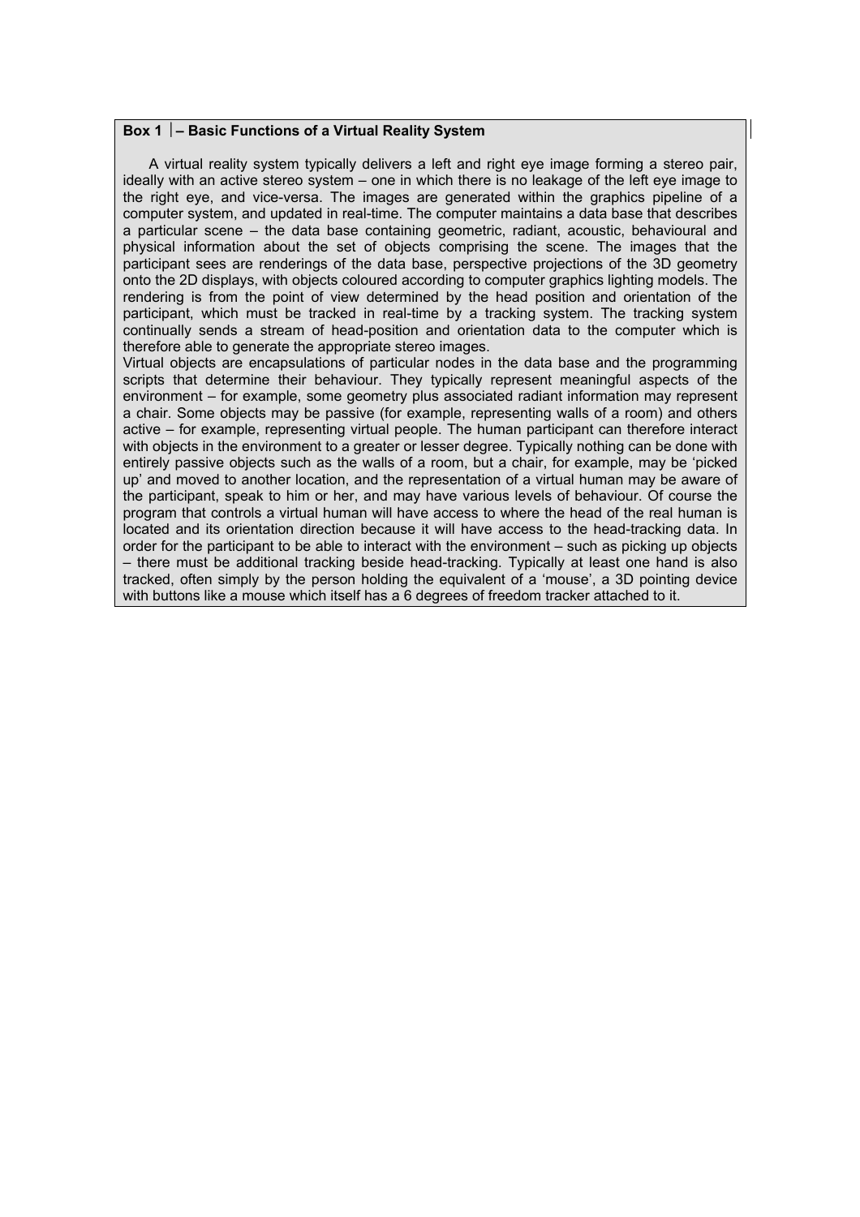**Box 1 – Basic Functions of a Virtual Reality System**

A virtual reality system typically delivers a left and right eye image forming a stereo pair, ideally with an active stereo system – one in which there is no leakage of the left eye image to the right eye, and vice-versa. The images are generated within the graphics pipeline of a computer system, and updated in real-time. The computer maintains a data base that describes a particular scene – the data base containing geometric, radiant, acoustic, behavioural and physical information about the set of objects comprising the scene. The images that the participant sees are renderings of the data base, perspective projections of the 3D geometry onto the 2D displays, with objects coloured according to computer graphics lighting models. The rendering is from the point of view determined by the head position and orientation of the participant, which must be tracked in real-time by a tracking system. The tracking system continually sends a stream of head-position and orientation data to the computer which is therefore able to generate the appropriate stereo images.

Virtual objects are encapsulations of particular nodes in the data base and the programming scripts that determine their behaviour. They typically represent meaningful aspects of the environment – for example, some geometry plus associated radiant information may represent a chair. Some objects may be passive (for example, representing walls of a room) and others active – for example, representing virtual people. The human participant can therefore interact with objects in the environment to a greater or lesser degree. Typically nothing can be done with entirely passive objects such as the walls of a room, but a chair, for example, may be 'picked up' and moved to another location, and the representation of a virtual human may be aware of the participant, speak to him or her, and may have various levels of behaviour. Of course the program that controls a virtual human will have access to where the head of the real human is located and its orientation direction because it will have access to the head-tracking data. In order for the participant to be able to interact with the environment – such as picking up objects – there must be additional tracking beside head-tracking. Typically at least one hand is also tracked, often simply by the person holding the equivalent of a 'mouse', a 3D pointing device with buttons like a mouse which itself has a 6 degrees of freedom tracker attached to it.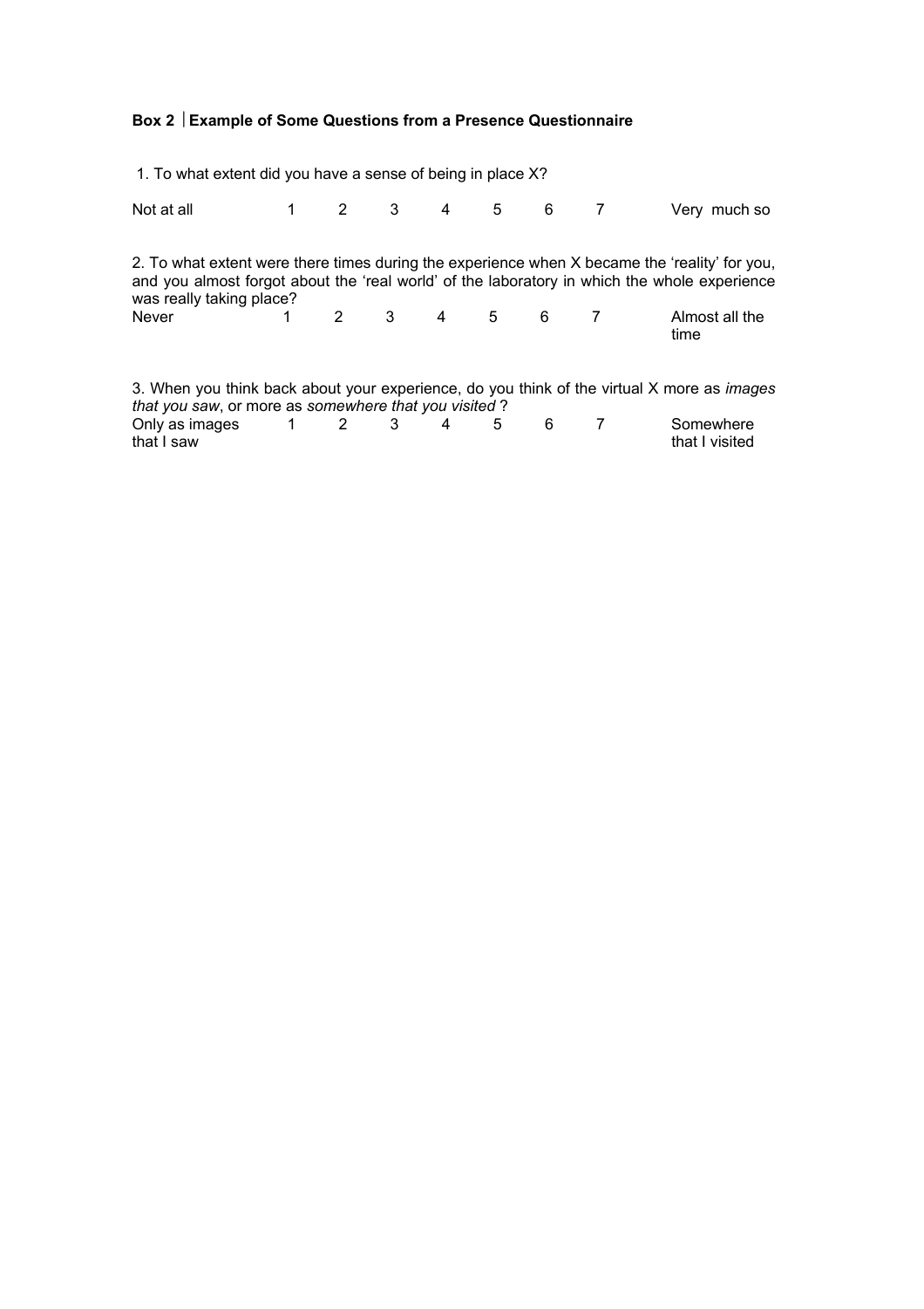**Box 2 | Example of Some Questions from a Presence Questionnaire**

1. To what extent did you have a sense of being in place X?

| | | | | | | | | |
|---|---|---|---|---|---|---|---|---|
| Not at all | 1 | 2 | 3 | 4 | 5 | 6 | 7 | Very much so |

2. To what extent were there times during the experience when X became the 'reality' for you, and you almost forgot about the 'real world' of the laboratory in which the whole experience was really taking place?

| | | | | | | | | |
|---|---|---|---|---|---|---|---|---|
| Never | 1 | 2 | 3 | 4 | 5 | 6 | 7 | Almost all the time |

3. When you think back about your experience, do you think of the virtual X more as *images that you saw*, or more as *somewhere that you visited* ?

| | | | | | | | | |
|---|---|---|---|---|---|---|---|---|
| Only as images that I saw | 1 | 2 | 3 | 4 | 5 | 6 | 7 | Somewhere that I visited |